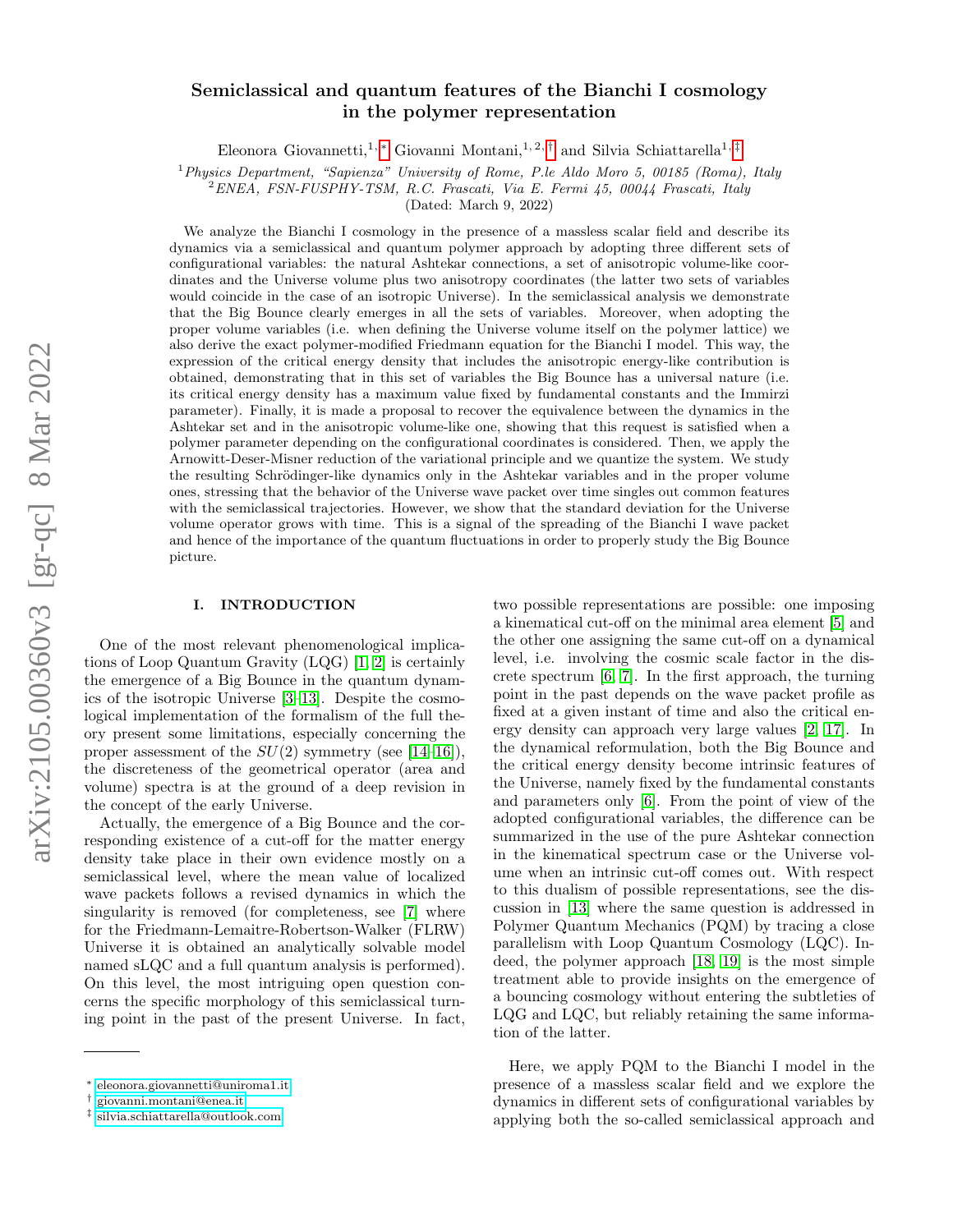# Semiclassical and quantum features of the Bianchi I cosmology in the polymer representation

Eleonora Giovannetti,[1,*] Giovanni Montani,[1,2,†] and Silvia Schiattarella[1,‡]

[1] *Physics Department, "Sapienza" University of Rome, P.le Aldo Moro 5, 00185 (Roma), Italy*
[2] *ENEA, FSN-FUSPHY-TSM, R.C. Frascati, Via E. Fermi 45, 00044 Frascati, Italy*

(Dated: March 9, 2022)

We analyze the Bianchi I cosmology in the presence of a massless scalar field and describe its dynamics via a semiclassical and quantum polymer approach by adopting three different sets of configurational variables: the natural Ashtekar connections, a set of anisotropic volume-like coordinates and the Universe volume plus two anisotropy coordinates (the latter two sets of variables would coincide in the case of an isotropic Universe). In the semiclassical analysis we demonstrate that the Big Bounce clearly emerges in all the sets of variables. Moreover, when adopting the proper volume variables (i.e. when defining the Universe volume itself on the polymer lattice) we also derive the exact polymer-modified Friedmann equation for the Bianchi I model. This way, the expression of the critical energy density that includes the anisotropic energy-like contribution is obtained, demonstrating that in this set of variables the Big Bounce has a universal nature (i.e. its critical energy density has a maximum value fixed by fundamental constants and the Immirzi parameter). Finally, it is made a proposal to recover the equivalence between the dynamics in the Ashtekar set and in the anisotropic volume-like one, showing that this request is satisfied when a polymer parameter depending on the configurational coordinates is considered. Then, we apply the Arnowitt-Deser-Misner reduction of the variational principle and we quantize the system. We study the resulting Schrödinger-like dynamics only in the Ashtekar variables and in the proper volume ones, stressing that the behavior of the Universe wave packet over time singles out common features with the semiclassical trajectories. However, we show that the standard deviation for the Universe volume operator grows with time. This is a signal of the spreading of the Bianchi I wave packet and hence of the importance of the quantum fluctuations in order to properly study the Big Bounce picture.

## I. INTRODUCTION

One of the most relevant phenomenological implications of Loop Quantum Gravity (LQG) [1, 2] is certainly the emergence of a Big Bounce in the quantum dynamics of the isotropic Universe [3–13]. Despite the cosmological implementation of the formalism of the full theory present some limitations, especially concerning the proper assessment of the $SU(2)$ symmetry (see [14–16]), the discreteness of the geometrical operator (area and volume) spectra is at the ground of a deep revision in the concept of the early Universe.

Actually, the emergence of a Big Bounce and the corresponding existence of a cut-off for the matter energy density take place in their own evidence mostly on a semiclassical level, where the mean value of localized wave packets follows a revised dynamics in which the singularity is removed (for completeness, see [7] where for the Friedmann-Lemaitre-Robertson-Walker (FLRW) Universe it is obtained an analytically solvable model named sLQC and a full quantum analysis is performed). On this level, the most intriguing open question concerns the specific morphology of this semiclassical turning point in the past of the present Universe. In fact, two possible representations are possible: one imposing a kinematical cut-off on the minimal area element [5] and the other one assigning the same cut-off on a dynamical level, i.e. involving the cosmic scale factor in the discrete spectrum [6, 7]. In the first approach, the turning point in the past depends on the wave packet profile as fixed at a given instant of time and also the critical energy density can approach very large values [2, 17]. In the dynamical reformulation, both the Big Bounce and the critical energy density become intrinsic features of the Universe, namely fixed by the fundamental constants and parameters only [6]. From the point of view of the adopted configurational variables, the difference can be summarized in the use of the pure Ashtekar connection in the kinematical spectrum case or the Universe volume when an intrinsic cut-off comes out. With respect to this dualism of possible representations, see the discussion in [13] where the same question is addressed in Polymer Quantum Mechanics (PQM) by tracing a close parallelism with Loop Quantum Cosmology (LQC). Indeed, the polymer approach [18, 19] is the most simple treatment able to provide insights on the emergence of a bouncing cosmology without entering the subtleties of LQG and LQC, but reliably retaining the same information of the latter.

Here, we apply PQM to the Bianchi I model in the presence of a massless scalar field and we explore the dynamics in different sets of configurational variables by applying both the so-called semiclassical approach and

---

* eleonora.giovannetti@uniroma1.it
† giovanni.montani@enea.it
‡ silvia.schiattarella@outlook.com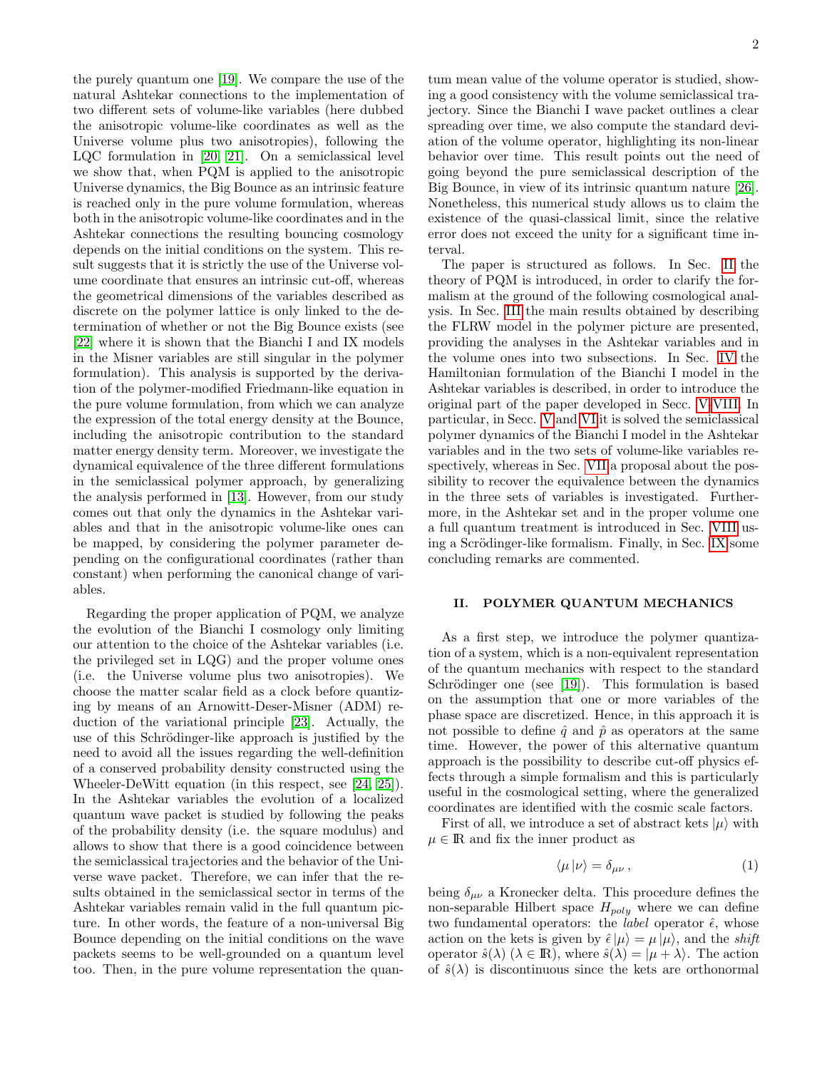the purely quantum one [19]. We compare the use of the natural Ashtekar connections to the implementation of two different sets of volume-like variables (here dubbed the anisotropic volume-like coordinates as well as the Universe volume plus two anisotropies), following the LQC formulation in [20, 21]. On a semiclassical level we show that, when PQM is applied to the anisotropic Universe dynamics, the Big Bounce as an intrinsic feature is reached only in the pure volume formulation, whereas both in the anisotropic volume-like coordinates and in the Ashtekar connections the resulting bouncing cosmology depends on the initial conditions on the system. This result suggests that it is strictly the use of the Universe volume coordinate that ensures an intrinsic cut-off, whereas the geometrical dimensions of the variables described as discrete on the polymer lattice is only linked to the determination of whether or not the Big Bounce exists (see [22] where it is shown that the Bianchi I and IX models in the Misner variables are still singular in the polymer formulation). This analysis is supported by the derivation of the polymer-modified Friedmann-like equation in the pure volume formulation, from which we can analyze the expression of the total energy density at the Bounce, including the anisotropic contribution to the standard matter energy density term. Moreover, we investigate the dynamical equivalence of the three different formulations in the semiclassical polymer approach, by generalizing the analysis performed in [13]. However, from our study comes out that only the dynamics in the Ashtekar variables and that in the anisotropic volume-like ones can be mapped, by considering the polymer parameter depending on the configurational coordinates (rather than constant) when performing the canonical change of variables.

Regarding the proper application of PQM, we analyze the evolution of the Bianchi I cosmology only limiting our attention to the choice of the Ashtekar variables (i.e. the privileged set in LQG) and the proper volume ones (i.e. the Universe volume plus two anisotropies). We choose the matter scalar field as a clock before quantizing by means of an Arnowitt-Deser-Misner (ADM) reduction of the variational principle [23]. Actually, the use of this Schrödinger-like approach is justified by the need to avoid all the issues regarding the well-definition of a conserved probability density constructed using the Wheeler-DeWitt equation (in this respect, see [24, 25]). In the Ashtekar variables the evolution of a localized quantum wave packet is studied by following the peaks of the probability density (i.e. the square modulus) and allows to show that there is a good coincidence between the semiclassical trajectories and the behavior of the Universe wave packet. Therefore, we can infer that the results obtained in the semiclassical sector in terms of the Ashtekar variables remain valid in the full quantum picture. In other words, the feature of a non-universal Big Bounce depending on the initial conditions on the wave packets seems to be well-grounded on a quantum level too. Then, in the pure volume representation the quantum mean value of the volume operator is studied, showing a good consistency with the volume semiclassical trajectory. Since the Bianchi I wave packet outlines a clear spreading over time, we also compute the standard deviation of the volume operator, highlighting its non-linear behavior over time. This result points out the need of going beyond the pure semiclassical description of the Big Bounce, in view of its intrinsic quantum nature [26]. Nonetheless, this numerical study allows us to claim the existence of the quasi-classical limit, since the relative error does not exceed the unity for a significant time interval.

The paper is structured as follows. In Sec. II the theory of PQM is introduced, in order to clarify the formalism at the ground of the following cosmological analysis. In Sec. III the main results obtained by describing the FLRW model in the polymer picture are presented, providing the analyses in the Ashtekar variables and in the volume ones into two subsections. In Sec. IV the Hamiltonian formulation of the Bianchi I model in the Ashtekar variables is described, in order to introduce the original part of the paper developed in Secc. V-VIII. In particular, in Secc. V and VI it is solved the semiclassical polymer dynamics of the Bianchi I model in the Ashtekar variables and in the two sets of volume-like variables respectively, whereas in Sec. VII a proposal about the possibility to recover the equivalence between the dynamics in the three sets of variables is investigated. Furthermore, in the Ashtekar set and in the proper volume one a full quantum treatment is introduced in Sec. VIII using a Scrödinger-like formalism. Finally, in Sec. IX some concluding remarks are commented.

## II. POLYMER QUANTUM MECHANICS

As a first step, we introduce the polymer quantization of a system, which is a non-equivalent representation of the quantum mechanics with respect to the standard Schrödinger one (see [19]). This formulation is based on the assumption that one or more variables of the phase space are discretized. Hence, in this approach it is not possible to define $\hat{q}$ and $\hat{p}$ as operators at the same time. However, the power of this alternative quantum approach is the possibility to describe cut-off physics effects through a simple formalism and this is particularly useful in the cosmological setting, where the generalized coordinates are identified with the cosmic scale factors.

First of all, we introduce a set of abstract kets $|\mu\rangle$ with $\mu \in \mathbb{R}$ and fix the inner product as

$$\langle \mu \,|\nu\rangle = \delta_{\mu\nu}\,, \tag{1}$$

being $\delta_{\mu\nu}$ a Kronecker delta. This procedure defines the non-separable Hilbert space $H_{poly}$ where we can define two fundamental operators: the *label* operator $\hat{\epsilon}$, whose action on the kets is given by $\hat{\epsilon}\,|\mu\rangle = \mu\,|\mu\rangle$, and the *shift* operator $\hat{s}(\lambda)$ ($\lambda \in \mathbb{R}$), where $\hat{s}(\lambda) = |\mu + \lambda\rangle$. The action of $\hat{s}(\lambda)$ is discontinuous since the kets are orthonormal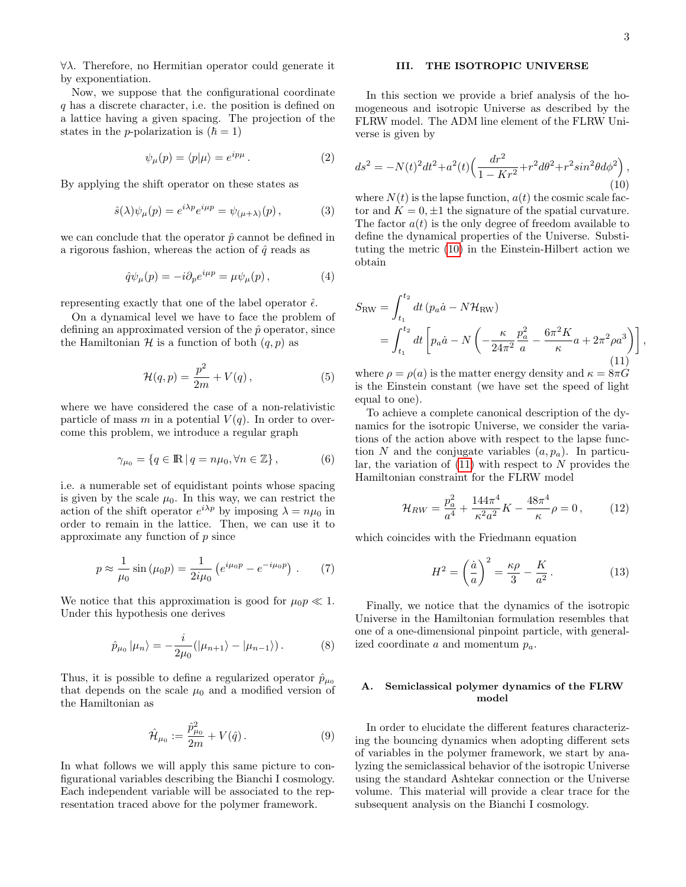$\forall \lambda$. Therefore, no Hermitian operator could generate it by exponentiation.

Now, we suppose that the configurational coordinate $q$ has a discrete character, i.e. the position is defined on a lattice having a given spacing. The projection of the states in the $p$-polarization is ($\hbar = 1$)

$$\psi_\mu(p) = \langle p|\mu\rangle = e^{ip\mu} \,. \tag{2}$$

By applying the shift operator on these states as

$$\hat{s}(\lambda)\psi_\mu(p) = e^{i\lambda p} e^{i\mu p} = \psi_{(\mu+\lambda)}(p) \,, \tag{3}$$

we can conclude that the operator $\hat{p}$ cannot be defined in a rigorous fashion, whereas the action of $\hat{q}$ reads as

$$\hat{q}\psi_\mu(p) = -i\partial_p e^{i\mu p} = \mu\psi_\mu(p) \,, \tag{4}$$

representing exactly that one of the label operator $\hat{\epsilon}$.

On a dynamical level we have to face the problem of defining an approximated version of the $\hat{p}$ operator, since the Hamiltonian $\mathcal{H}$ is a function of both $(q, p)$ as

$$\mathcal{H}(q,p) = \frac{p^2}{2m} + V(q) \,, \tag{5}$$

where we have considered the case of a non-relativistic particle of mass $m$ in a potential $V(q)$. In order to overcome this problem, we introduce a regular graph

$$\gamma_{\mu_0} = \{q \in \mathbb{R} \,|\, q = n\mu_0, \forall n \in \mathbb{Z}\} \,, \tag{6}$$

i.e. a numerable set of equidistant points whose spacing is given by the scale $\mu_0$. In this way, we can restrict the action of the shift operator $e^{i\lambda p}$ by imposing $\lambda = n\mu_0$ in order to remain in the lattice. Then, we can use it to approximate any function of $p$ since

$$p \approx \frac{1}{\mu_0}\sin(\mu_0 p) = \frac{1}{2i\mu_0}\left(e^{i\mu_0 p} - e^{-i\mu_0 p}\right) \,. \tag{7}$$

We notice that this approximation is good for $\mu_0 p \ll 1$. Under this hypothesis one derives

$$\hat{p}_{\mu_0}\,|\mu_n\rangle = -\frac{i}{2\mu_0}(|\mu_{n+1}\rangle - |\mu_{n-1}\rangle) \,. \tag{8}$$

Thus, it is possible to define a regularized operator $\hat{p}_{\mu_0}$ that depends on the scale $\mu_0$ and a modified version of the Hamiltonian as

$$\hat{\mathcal{H}}_{\mu_0} := \frac{\hat{p}^2_{\mu_0}}{2m} + V(\hat{q}) \,. \tag{9}$$

In what follows we will apply this same picture to configurational variables describing the Bianchi I cosmology. Each independent variable will be associated to the representation traced above for the polymer framework.

## III. THE ISOTROPIC UNIVERSE

In this section we provide a brief analysis of the homogeneous and isotropic Universe as described by the FLRW model. The ADM line element of the FLRW Universe is given by

$$ds^2 = -N(t)^2dt^2 + a^2(t)\Big(\frac{dr^2}{1-Kr^2} + r^2d\theta^2 + r^2 sin^2\theta d\phi^2\Big) \,, \tag{10}$$

where $N(t)$ is the lapse function, $a(t)$ the cosmic scale factor and $K = 0, \pm 1$ the signature of the spatial curvature. The factor $a(t)$ is the only degree of freedom available to define the dynamical properties of the Universe. Substituting the metric (10) in the Einstein-Hilbert action we obtain

$$\begin{aligned} S_{\rm RW} &= \int_{t_1}^{t_2} dt\,(p_a\dot{a} - N\mathcal{H}_{\rm RW}) \\ &= \int_{t_1}^{t_2} dt\left[p_a\dot{a} - N\left(-\frac{\kappa}{24\pi^2}\frac{p_a^2}{a} - \frac{6\pi^2 K}{\kappa}a + 2\pi^2\rho a^3\right)\right] \,, \end{aligned} \tag{11}$$

where $\rho = \rho(a)$ is the matter energy density and $\kappa = 8\pi G$ is the Einstein constant (we have set the speed of light equal to one).

To achieve a complete canonical description of the dynamics for the isotropic Universe, we consider the variations of the action above with respect to the lapse function $N$ and the conjugate variables $(a, p_a)$. In particular, the variation of (11) with respect to $N$ provides the Hamiltonian constraint for the FLRW model

$$\mathcal{H}_{RW} = \frac{p_a^2}{a^4} + \frac{144\pi^4}{\kappa^2 a^2}K - \frac{48\pi^4}{\kappa}\rho = 0 \,, \tag{12}$$

which coincides with the Friedmann equation

$$H^2 = \left(\frac{\dot{a}}{a}\right)^2 = \frac{\kappa\rho}{3} - \frac{K}{a^2} \,. \tag{13}$$

Finally, we notice that the dynamics of the isotropic Universe in the Hamiltonian formulation resembles that one of a one-dimensional pinpoint particle, with generalized coordinate $a$ and momentum $p_a$.

### A. Semiclassical polymer dynamics of the FLRW model

In order to elucidate the different features characterizing the bouncing dynamics when adopting different sets of variables in the polymer framework, we start by analyzing the semiclassical behavior of the isotropic Universe using the standard Ashtekar connection or the Universe volume. This material will provide a clear trace for the subsequent analysis on the Bianchi I cosmology.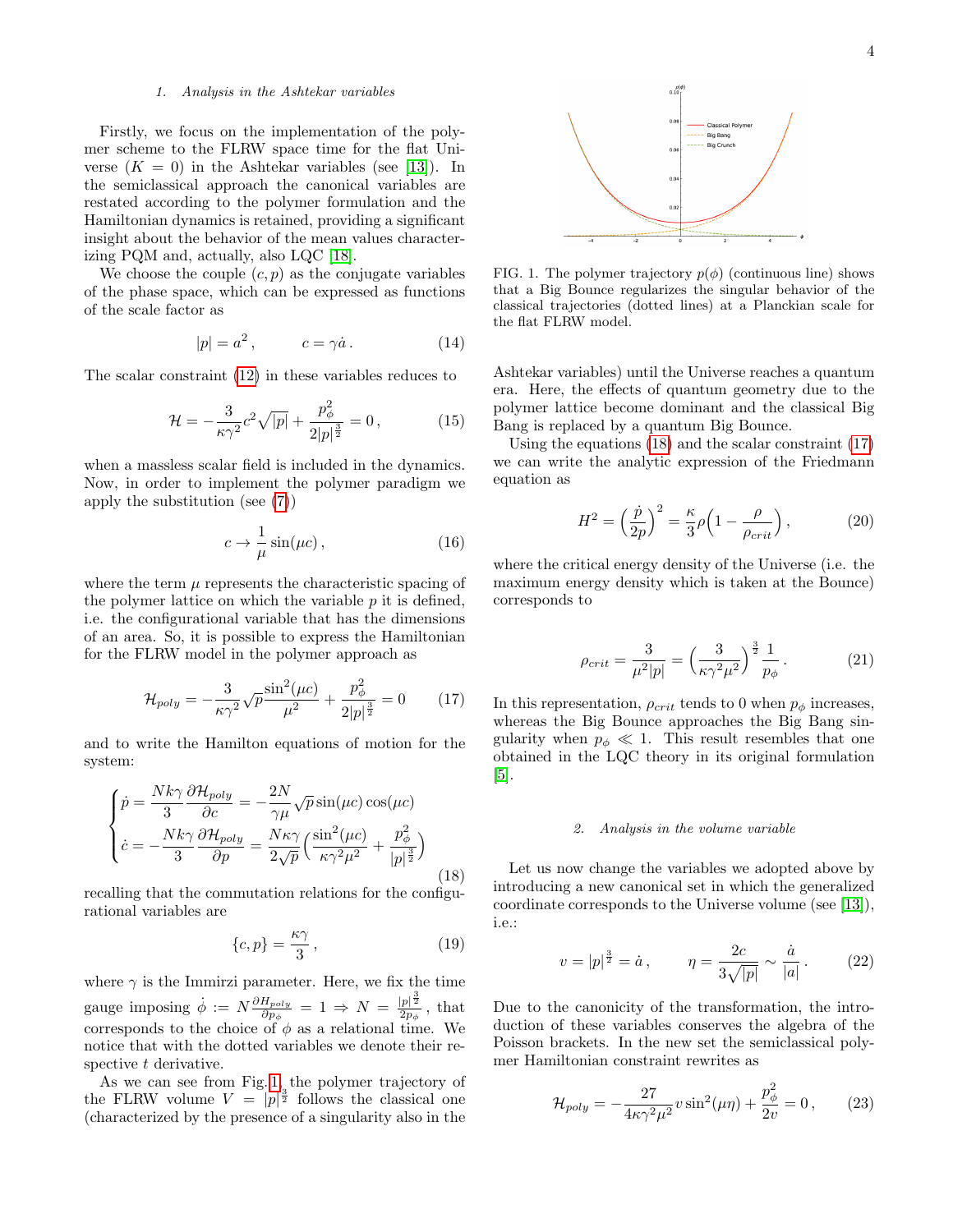#### 1. Analysis in the Ashtekar variables

Firstly, we focus on the implementation of the polymer scheme to the FLRW space time for the flat Universe ($K = 0$) in the Ashtekar variables (see [13]). In the semiclassical approach the canonical variables are restated according to the polymer formulation and the Hamiltonian dynamics is retained, providing a significant insight about the behavior of the mean values characterizing PQM and, actually, also LQC [18].

We choose the couple $(c, p)$ as the conjugate variables of the phase space, which can be expressed as functions of the scale factor as

$$|p| = a^2 \,, \qquad c = \gamma \dot{a} \,. \tag{14}$$

The scalar constraint (12) in these variables reduces to

$$\mathcal{H} = -\frac{3}{\kappa \gamma^2} c^2 \sqrt{|p|} + \frac{p_\phi^2}{2|p|^{\frac{3}{2}}} = 0 \,, \tag{15}$$

when a massless scalar field is included in the dynamics. Now, in order to implement the polymer paradigm we apply the substitution (see (7))

$$c \rightarrow \frac{1}{\mu} \sin(\mu c) \,, \tag{16}$$

where the term $\mu$ represents the characteristic spacing of the polymer lattice on which the variable $p$ it is defined, i.e. the configurational variable that has the dimensions of an area. So, it is possible to express the Hamiltonian for the FLRW model in the polymer approach as

$$\mathcal{H}_{poly} = -\frac{3}{\kappa \gamma^2} \sqrt{p} \frac{\sin^2(\mu c)}{\mu^2} + \frac{p_\phi^2}{2|p|^{\frac{3}{2}}} = 0 \tag{17}$$

and to write the Hamilton equations of motion for the system:

$$\begin{cases} \dot{p} = \dfrac{N k \gamma}{3} \dfrac{\partial \mathcal{H}_{poly}}{\partial c} = -\dfrac{2N}{\gamma \mu} \sqrt{p} \sin(\mu c) \cos(\mu c) \\ \dot{c} = -\dfrac{N k \gamma}{3} \dfrac{\partial \mathcal{H}_{poly}}{\partial p} = \dfrac{N \kappa \gamma}{2 \sqrt{p}} \Big( \dfrac{\sin^2(\mu c)}{\kappa \gamma^2 \mu^2} + \dfrac{p_\phi^2}{|p|^{\frac{3}{2}}} \Big) \end{cases} \tag{18}$$

recalling that the commutation relations for the configurational variables are

$$\{c, p\} = \frac{\kappa \gamma}{3} \,, \tag{19}$$

where $\gamma$ is the Immirzi parameter. Here, we fix the time gauge imposing $\dot{\phi} := N \frac{\partial H_{poly}}{\partial p_\phi} = 1 \Rightarrow N = \frac{|p|^{\frac{3}{2}}}{2 p_\phi}$, that corresponds to the choice of $\phi$ as a relational time. We notice that with the dotted variables we denote their respective $t$ derivative.

As we can see from Fig. 1 the polymer trajectory of the FLRW volume $V = |p|^{\frac{3}{2}}$ follows the classical one (characterized by the presence of a singularity also in the Ashtekar variables) until the Universe reaches a quantum era. Here, the effects of quantum geometry due to the polymer lattice become dominant and the classical Big Bang is replaced by a quantum Big Bounce.

p(ϕ)
0.10
0.08
0.06
0.04
0.02
-4
-2
0
2
4
ϕ
Classical Polymer
Big Bang
Big Crunch

FIG. 1. The polymer trajectory $p(\phi)$ (continuous line) shows that a Big Bounce regularizes the singular behavior of the classical trajectories (dotted lines) at a Planckian scale for the flat FLRW model.

Using the equations (18) and the scalar constraint (17) we can write the analytic expression of the Friedmann equation as

$$H^2 = \Big( \frac{\dot{p}}{2p} \Big)^2 = \frac{\kappa}{3} \rho \Big( 1 - \frac{\rho}{\rho_{crit}} \Big) \,, \tag{20}$$

where the critical energy density of the Universe (i.e. the maximum energy density which is taken at the Bounce) corresponds to

$$\rho_{crit} = \frac{3}{\mu^2 |p|} = \Big( \frac{3}{\kappa \gamma^2 \mu^2} \Big)^{\frac{3}{2}} \frac{1}{p_\phi} \,. \tag{21}$$

In this representation, $\rho_{crit}$ tends to 0 when $p_\phi$ increases, whereas the Big Bounce approaches the Big Bang singularity when $p_\phi \ll 1$. This result resembles that one obtained in the LQC theory in its original formulation [5].

#### 2. Analysis in the volume variable

Let us now change the variables we adopted above by introducing a new canonical set in which the generalized coordinate corresponds to the Universe volume (see [13]), i.e.:

$$v = |p|^{\frac{3}{2}} = \dot{a} \,, \qquad \eta = \frac{2c}{3\sqrt{|p|}} \sim \frac{\dot{a}}{|a|} \,. \tag{22}$$

Due to the canonicity of the transformation, the introduction of these variables conserves the algebra of the Poisson brackets. In the new set the semiclassical polymer Hamiltonian constraint rewrites as

$$\mathcal{H}_{poly} = -\frac{27}{4 \kappa \gamma^2 \mu^2} v \sin^2(\mu \eta) + \frac{p_\phi^2}{2v} = 0 \,, \tag{23}$$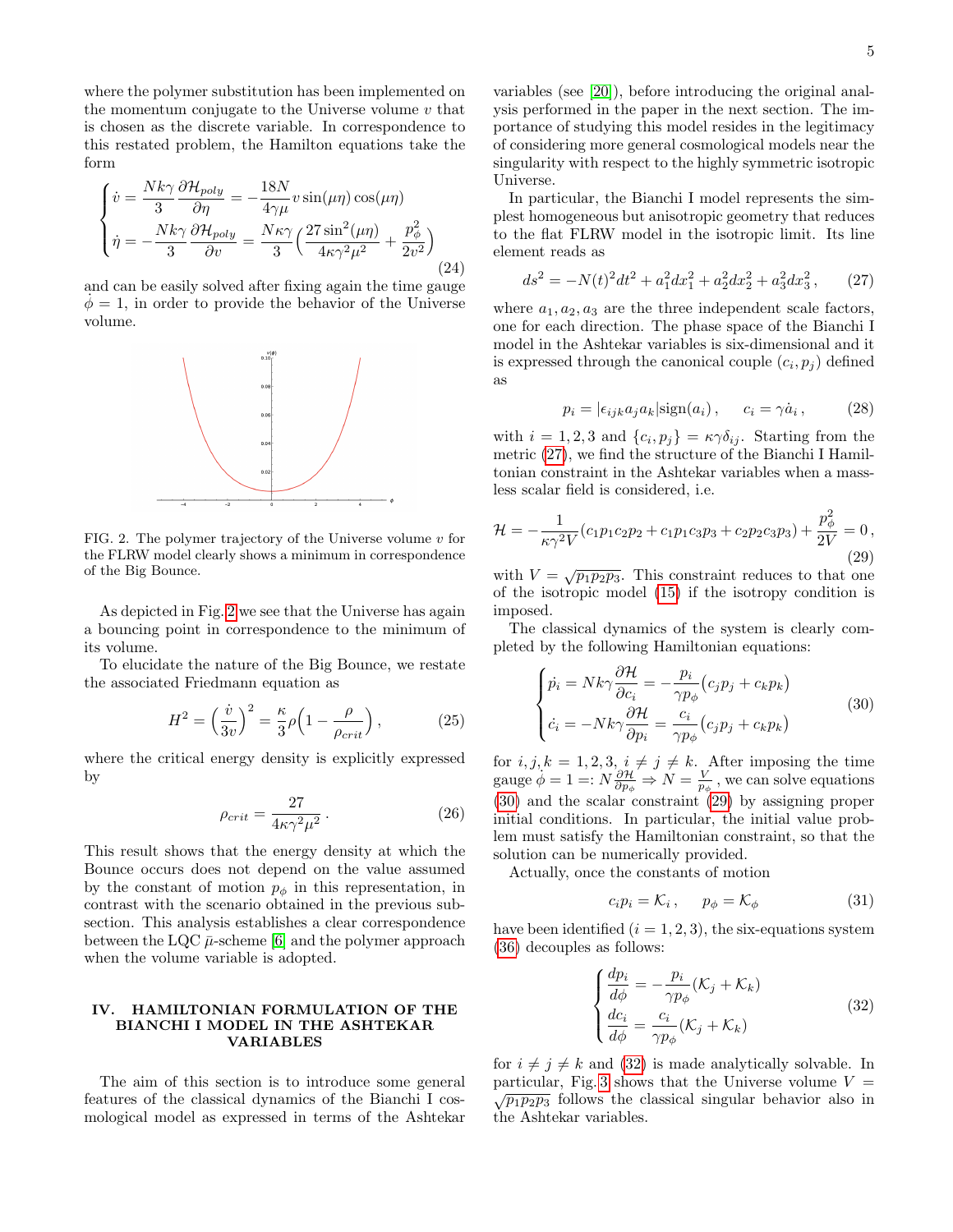where the polymer substitution has been implemented on the momentum conjugate to the Universe volume $v$ that is chosen as the discrete variable. In correspondence to this restated problem, the Hamilton equations take the form

$$\begin{cases} \dot{v} = \dfrac{Nk\gamma}{3}\dfrac{\partial \mathcal{H}_{poly}}{\partial \eta} = -\dfrac{18N}{4\gamma\mu} v \sin(\mu\eta)\cos(\mu\eta) \\ \dot{\eta} = -\dfrac{Nk\gamma}{3}\dfrac{\partial \mathcal{H}_{poly}}{\partial v} = \dfrac{N\kappa\gamma}{3}\Big(\dfrac{27\sin^2(\mu\eta)}{4\kappa\gamma^2\mu^2} + \dfrac{p_\phi^2}{2v^2}\Big) \end{cases} \tag{24}$$

and can be easily solved after fixing again the time gauge $\dot{\phi} = 1$, in order to provide the behavior of the Universe volume.

v(φ)
0.10
0.08
0.06
0.04
0.02
-4
-2
0
2
4
φ

FIG. 2. The polymer trajectory of the Universe volume $v$ for the FLRW model clearly shows a minimum in correspondence of the Big Bounce.

As depicted in Fig. 2 we see that the Universe has again a bouncing point in correspondence to the minimum of its volume.

To elucidate the nature of the Big Bounce, we restate the associated Friedmann equation as

$$H^2 = \Big(\frac{\dot{v}}{3v}\Big)^2 = \frac{\kappa}{3}\rho\Big(1 - \frac{\rho}{\rho_{crit}}\Big), \tag{25}$$

where the critical energy density is explicitly expressed by

$$\rho_{crit} = \frac{27}{4\kappa\gamma^2\mu^2}. \tag{26}$$

This result shows that the energy density at which the Bounce occurs does not depend on the value assumed by the constant of motion $p_\phi$ in this representation, in contrast with the scenario obtained in the previous subsection. This analysis establishes a clear correspondence between the LQC $\bar{\mu}$-scheme [6] and the polymer approach when the volume variable is adopted.

## IV. HAMILTONIAN FORMULATION OF THE BIANCHI I MODEL IN THE ASHTEKAR VARIABLES

The aim of this section is to introduce some general features of the classical dynamics of the Bianchi I cosmological model as expressed in terms of the Ashtekar variables (see [20]), before introducing the original analysis performed in the paper in the next section. The importance of studying this model resides in the legitimacy of considering more general cosmological models near the singularity with respect to the highly symmetric isotropic Universe.

In particular, the Bianchi I model represents the simplest homogeneous but anisotropic geometry that reduces to the flat FLRW model in the isotropic limit. Its line element reads as

$$ds^2 = -N(t)^2dt^2 + a_1^2dx_1^2 + a_2^2dx_2^2 + a_3^2dx_3^2, \tag{27}$$

where $a_1, a_2, a_3$ are the three independent scale factors, one for each direction. The phase space of the Bianchi I model in the Ashtekar variables is six-dimensional and it is expressed through the canonical couple $(c_i, p_j)$ defined as

$$p_i = |\epsilon_{ijk}a_ja_k|\text{sign}(a_i), \qquad c_i = \gamma\dot{a}_i, \tag{28}$$

with $i = 1, 2, 3$ and $\{c_i, p_j\} = \kappa\gamma\delta_{ij}$. Starting from the metric (27), we find the structure of the Bianchi I Hamiltonian constraint in the Ashtekar variables when a massless scalar field is considered, i.e.

$$\mathcal{H} = -\frac{1}{\kappa\gamma^2V}(c_1p_1c_2p_2 + c_1p_1c_3p_3 + c_2p_2c_3p_3) + \frac{p_\phi^2}{2V} = 0, \tag{29}$$

with $V = \sqrt{p_1p_2p_3}$. This constraint reduces to that one of the isotropic model (15) if the isotropy condition is imposed.

The classical dynamics of the system is clearly completed by the following Hamiltonian equations:

$$\begin{cases} \dot{p}_i = Nk\gamma\dfrac{\partial \mathcal{H}}{\partial c_i} = -\dfrac{p_i}{\gamma p_\phi}(c_jp_j + c_kp_k) \\ \dot{c}_i = -Nk\gamma\dfrac{\partial \mathcal{H}}{\partial p_i} = \dfrac{c_i}{\gamma p_\phi}(c_jp_j + c_kp_k) \end{cases} \tag{30}$$

for $i, j, k = 1, 2, 3$, $i \neq j \neq k$. After imposing the time gauge $\dot{\phi} = 1 =: N\frac{\partial \mathcal{H}}{\partial p_\phi} \Rightarrow N = \frac{V}{p_\phi}$, we can solve equations (30) and the scalar constraint (29) by assigning proper initial conditions. In particular, the initial value problem must satisfy the Hamiltonian constraint, so that the solution can be numerically provided.

Actually, once the constants of motion

$$c_ip_i = \mathcal{K}_i, \qquad p_\phi = \mathcal{K}_\phi \tag{31}$$

have been identified ($i = 1, 2, 3$), the six-equations system (36) decouples as follows:

$$\begin{cases} \dfrac{dp_i}{d\phi} = -\dfrac{p_i}{\gamma p_\phi}(\mathcal{K}_j + \mathcal{K}_k) \\ \dfrac{dc_i}{d\phi} = \dfrac{c_i}{\gamma p_\phi}(\mathcal{K}_j + \mathcal{K}_k) \end{cases} \tag{32}$$

for $i \neq j \neq k$ and (32) is made analytically solvable. In particular, Fig. 3 shows that the Universe volume $V = \sqrt{p_1p_2p_3}$ follows the classical singular behavior also in the Ashtekar variables.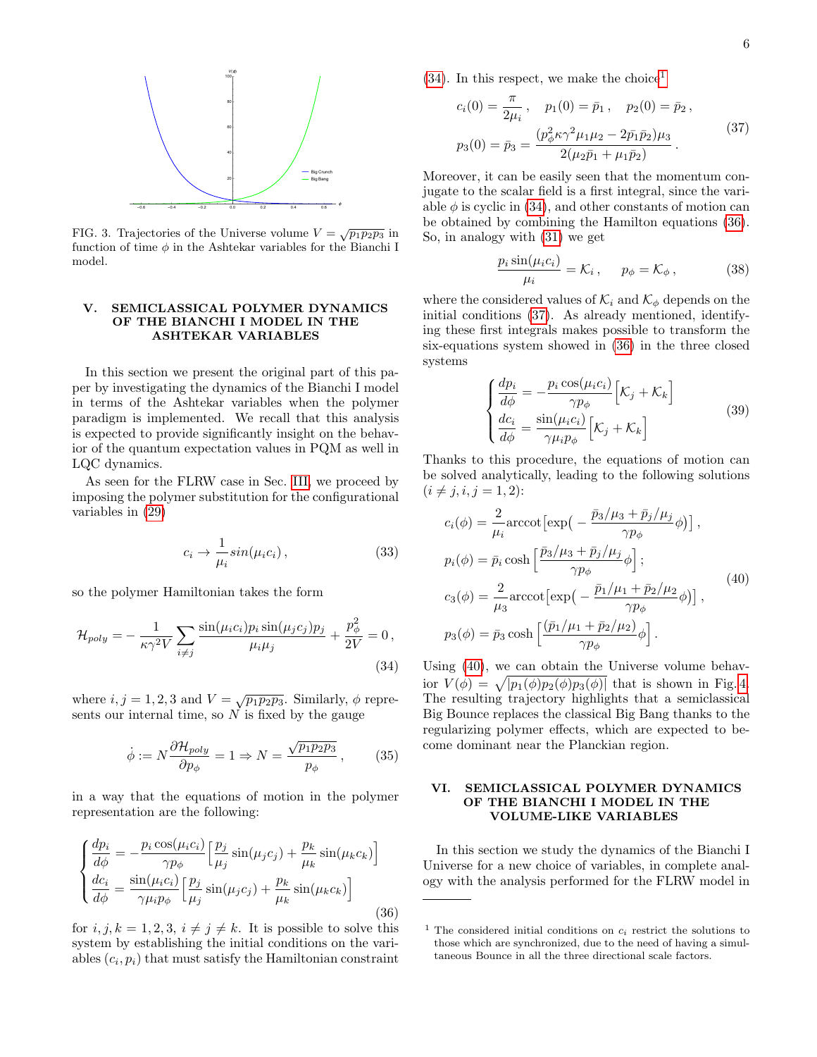V(ϕ)

100

80

60

40

20

Big Crunch

Big Bang

-0.6 -0.4 -0.2 0.0 0.2 0.4 0.6 ϕ

FIG. 3. Trajectories of the Universe volume $V = \sqrt{p_1 p_2 p_3}$ in function of time $\phi$ in the Ashtekar variables for the Bianchi I model.

## V. SEMICLASSICAL POLYMER DYNAMICS OF THE BIANCHI I MODEL IN THE ASHTEKAR VARIABLES

In this section we present the original part of this paper by investigating the dynamics of the Bianchi I model in terms of the Ashtekar variables when the polymer paradigm is implemented. We recall that this analysis is expected to provide significantly insight on the behavior of the quantum expectation values in PQM as well in LQC dynamics.

As seen for the FLRW case in Sec. III, we proceed by imposing the polymer substitution for the configurational variables in (29)

$$c_i \to \frac{1}{\mu_i} sin(\mu_i c_i)\,, \tag{33}$$

so the polymer Hamiltonian takes the form

$$\mathcal{H}_{poly} = -\frac{1}{\kappa\gamma^2 V}\sum_{i\neq j}\frac{\sin(\mu_i c_i)p_i \sin(\mu_j c_j)p_j}{\mu_i\mu_j} + \frac{p_\phi^2}{2V} = 0\,, \tag{34}$$

where $i,j = 1,2,3$ and $V = \sqrt{p_1 p_2 p_3}$. Similarly, $\phi$ represents our internal time, so $N$ is fixed by the gauge

$$\dot{\phi} := N\frac{\partial \mathcal{H}_{poly}}{\partial p_\phi} = 1 \Rightarrow N = \frac{\sqrt{p_1 p_2 p_3}}{p_\phi}\,, \tag{35}$$

in a way that the equations of motion in the polymer representation are the following:

$$\begin{cases} \dfrac{dp_i}{d\phi} = -\dfrac{p_i\cos(\mu_i c_i)}{\gamma p_\phi}\Big[\dfrac{p_j}{\mu_j}\sin(\mu_j c_j) + \dfrac{p_k}{\mu_k}\sin(\mu_k c_k)\Big] \\ \dfrac{dc_i}{d\phi} = \dfrac{\sin(\mu_i c_i)}{\gamma\mu_i p_\phi}\Big[\dfrac{p_j}{\mu_j}\sin(\mu_j c_j) + \dfrac{p_k}{\mu_k}\sin(\mu_k c_k)\Big] \end{cases} \tag{36}$$

for $i,j,k = 1,2,3$, $i \neq j \neq k$. It is possible to solve this system by establishing the initial conditions on the variables $(c_i, p_i)$ that must satisfy the Hamiltonian constraint (34). In this respect, we make the choice[1]

$$\begin{aligned} &c_i(0) = \frac{\pi}{2\mu_i}\,, \quad p_1(0) = \bar{p}_1\,, \quad p_2(0) = \bar{p}_2\,, \\ &p_3(0) = \bar{p}_3 = \frac{(p_\phi^2\kappa\gamma^2\mu_1\mu_2 - 2\bar{p}_1\bar{p}_2)\mu_3}{2(\mu_2\bar{p}_1 + \mu_1\bar{p}_2)}\,. \end{aligned} \tag{37}$$

Moreover, it can be easily seen that the momentum conjugate to the scalar field is a first integral, since the variable $\phi$ is cyclic in (34), and other constants of motion can be obtained by combining the Hamilton equations (36). So, in analogy with (31) we get

$$\frac{p_i\sin(\mu_i c_i)}{\mu_i} = \mathcal{K}_i\,, \qquad p_\phi = \mathcal{K}_\phi\,, \tag{38}$$

where the considered values of $\mathcal{K}_i$ and $\mathcal{K}_\phi$ depends on the initial conditions (37). As already mentioned, identifying these first integrals makes possible to transform the six-equations system showed in (36) in the three closed systems

$$\begin{cases} \dfrac{dp_i}{d\phi} = -\dfrac{p_i\cos(\mu_i c_i)}{\gamma p_\phi}\Big[\mathcal{K}_j + \mathcal{K}_k\Big] \\ \dfrac{dc_i}{d\phi} = \dfrac{\sin(\mu_i c_i)}{\gamma\mu_i p_\phi}\Big[\mathcal{K}_j + \mathcal{K}_k\Big] \end{cases} \tag{39}$$

Thanks to this procedure, the equations of motion can be solved analytically, leading to the following solutions ($i \neq j, i, j = 1,2$):

$$\begin{aligned} c_i(\phi) &= \frac{2}{\mu_i}\text{arccot}\big[\exp\big(-\frac{\bar{p}_3/\mu_3 + \bar{p}_j/\mu_j}{\gamma p_\phi}\phi\big)\big]\,, \\ p_i(\phi) &= \bar{p}_i\cosh\Big[\frac{\bar{p}_3/\mu_3 + \bar{p}_j/\mu_j}{\gamma p_\phi}\phi\Big]\,; \\ c_3(\phi) &= \frac{2}{\mu_3}\text{arccot}\big[\exp\big(-\frac{\bar{p}_1/\mu_1 + \bar{p}_2/\mu_2}{\gamma p_\phi}\phi\big)\big]\,, \\ p_3(\phi) &= \bar{p}_3\cosh\Big[\frac{(\bar{p}_1/\mu_1 + \bar{p}_2/\mu_2)}{\gamma p_\phi}\phi\Big]\,. \end{aligned} \tag{40}$$

Using (40), we can obtain the Universe volume behavior $V(\phi) = \sqrt{|p_1(\phi)p_2(\phi)p_3(\phi)|}$ that is shown in Fig. 4. The resulting trajectory highlights that a semiclassical Big Bounce replaces the classical Big Bang thanks to the regularizing polymer effects, which are expected to become dominant near the Planckian region.

## VI. SEMICLASSICAL POLYMER DYNAMICS OF THE BIANCHI I MODEL IN THE VOLUME-LIKE VARIABLES

In this section we study the dynamics of the Bianchi I Universe for a new choice of variables, in complete analogy with the analysis performed for the FLRW model in

[1] The considered initial conditions on $c_i$ restrict the solutions to those which are synchronized, due to the need of having a simultaneous Bounce in all the three directional scale factors.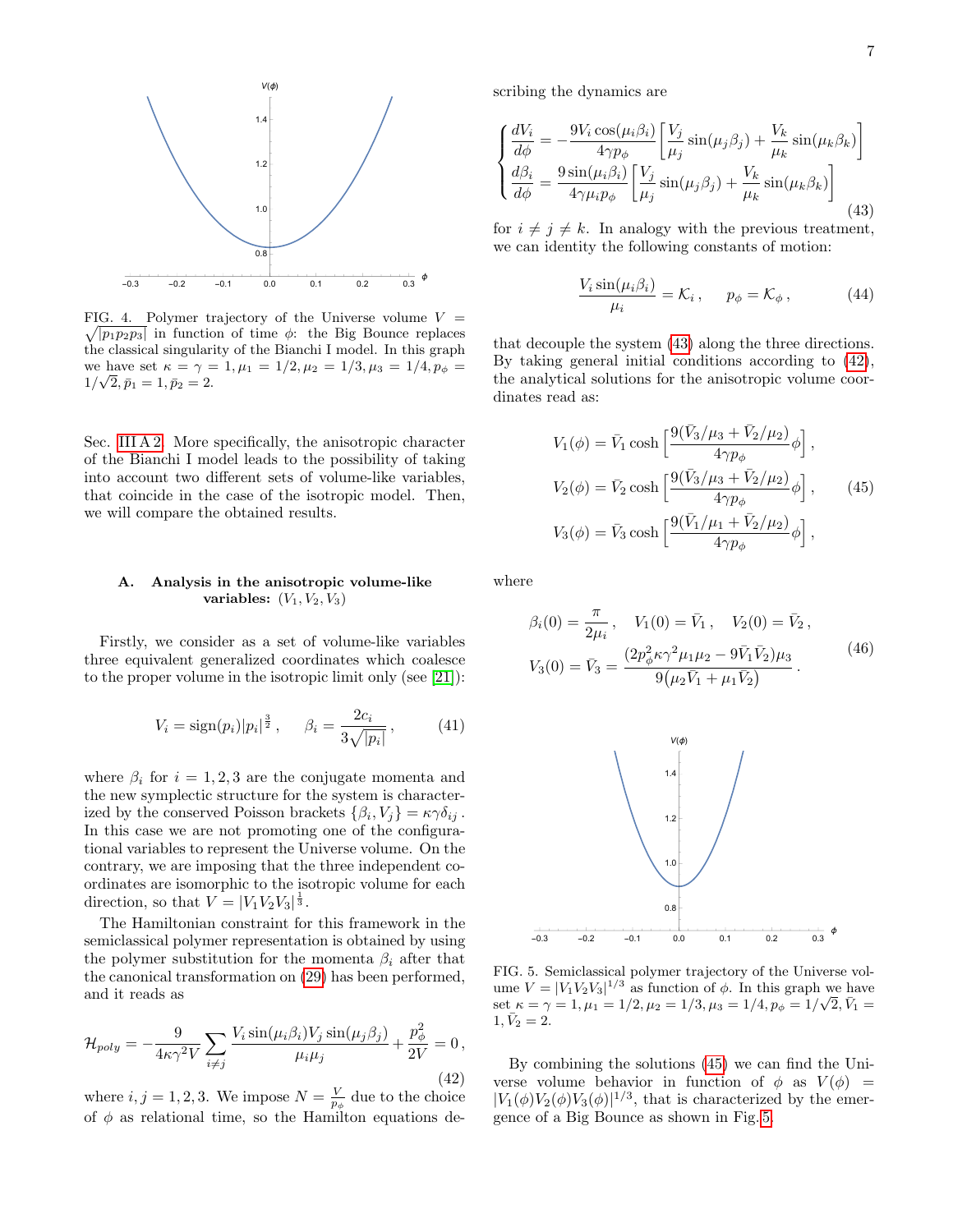V(ϕ)

1.4

1.2

1.0

0.8

-0.3 -0.2 -0.1 0.0 0.1 0.2 0.3 ϕ

FIG. 4. Polymer trajectory of the Universe volume $V = \sqrt{|p_1 p_2 p_3|}$ in function of time $\phi$: the Big Bounce replaces the classical singularity of the Bianchi I model. In this graph we have set $\kappa = \gamma = 1, \mu_1 = 1/2, \mu_2 = 1/3, \mu_3 = 1/4, p_\phi = 1/\sqrt{2}, \bar{p}_1 = 1, \bar{p}_2 = 2$.

Sec. III A 2. More specifically, the anisotropic character of the Bianchi I model leads to the possibility of taking into account two different sets of volume-like variables, that coincide in the case of the isotropic model. Then, we will compare the obtained results.

### A. Analysis in the anisotropic volume-like variables: $(V_1, V_2, V_3)$

Firstly, we consider as a set of volume-like variables three equivalent generalized coordinates which coalesce to the proper volume in the isotropic limit only (see [21]):

$$V_i = \text{sign}(p_i)|p_i|^{\frac{3}{2}}, \qquad \beta_i = \frac{2c_i}{3\sqrt{|p_i|}}, \tag{41}$$

where $\beta_i$ for $i = 1, 2, 3$ are the conjugate momenta and the new symplectic structure for the system is characterized by the conserved Poisson brackets $\{\beta_i, V_j\} = \kappa\gamma\delta_{ij}$. In this case we are not promoting one of the configurational variables to represent the Universe volume. On the contrary, we are imposing that the three independent coordinates are isomorphic to the isotropic volume for each direction, so that $V = |V_1 V_2 V_3|^{\frac{1}{3}}$.

The Hamiltonian constraint for this framework in the semiclassical polymer representation is obtained by using the polymer substitution for the momenta $\beta_i$ after that the canonical transformation on (29) has been performed, and it reads as

$$\mathcal{H}_{poly} = -\frac{9}{4\kappa\gamma^2 V}\sum_{i\neq j}\frac{V_i\sin(\mu_i\beta_i)V_j\sin(\mu_j\beta_j)}{\mu_i\mu_j} + \frac{p_\phi^2}{2V} = 0\,, \tag{42}$$

where $i, j = 1, 2, 3$. We impose $N = \frac{V}{p_\phi}$ due to the choice of $\phi$ as relational time, so the Hamilton equations describing the dynamics are

$$\begin{cases} \dfrac{dV_i}{d\phi} = -\dfrac{9V_i\cos(\mu_i\beta_i)}{4\gamma p_\phi}\left[\dfrac{V_j}{\mu_j}\sin(\mu_j\beta_j) + \dfrac{V_k}{\mu_k}\sin(\mu_k\beta_k)\right] \\ \dfrac{d\beta_i}{d\phi} = \dfrac{9\sin(\mu_i\beta_i)}{4\gamma\mu_i p_\phi}\left[\dfrac{V_j}{\mu_j}\sin(\mu_j\beta_j) + \dfrac{V_k}{\mu_k}\sin(\mu_k\beta_k)\right] \end{cases} \tag{43}$$

for $i \neq j \neq k$. In analogy with the previous treatment, we can identity the following constants of motion:

$$\frac{V_i\sin(\mu_i\beta_i)}{\mu_i} = \mathcal{K}_i\,, \qquad p_\phi = \mathcal{K}_\phi\,, \tag{44}$$

that decouple the system (43) along the three directions. By taking general initial conditions according to (42), the analytical solutions for the anisotropic volume coordinates read as:

$$\begin{aligned} V_1(\phi) &= \bar{V}_1\cosh\left[\frac{9(\bar{V}_3/\mu_3 + \bar{V}_2/\mu_2)}{4\gamma p_\phi}\phi\right], \\ V_2(\phi) &= \bar{V}_2\cosh\left[\frac{9(\bar{V}_3/\mu_3 + \bar{V}_2/\mu_2)}{4\gamma p_\phi}\phi\right], \\ V_3(\phi) &= \bar{V}_3\cosh\left[\frac{9(\bar{V}_1/\mu_1 + \bar{V}_2/\mu_2)}{4\gamma p_\phi}\phi\right], \end{aligned} \tag{45}$$

where

$$\begin{aligned} &\beta_i(0) = \frac{\pi}{2\mu_i}\,, \quad V_1(0) = \bar{V}_1\,, \quad V_2(0) = \bar{V}_2\,, \\ &V_3(0) = \bar{V}_3 = \frac{(2p_\phi^2\kappa\gamma^2\mu_1\mu_2 - 9\bar{V}_1\bar{V}_2)\mu_3}{9(\mu_2\bar{V}_1 + \mu_1\bar{V}_2)}\,. \end{aligned} \tag{46}$$

V(ϕ)

1.4

1.2

1.0

0.8

-0.3 -0.2 -0.1 0.0 0.1 0.2 0.3 ϕ

FIG. 5. Semiclassical polymer trajectory of the Universe volume $V = |V_1 V_2 V_3|^{1/3}$ as function of $\phi$. In this graph we have set $\kappa = \gamma = 1, \mu_1 = 1/2, \mu_2 = 1/3, \mu_3 = 1/4, p_\phi = 1/\sqrt{2}, \bar{V}_1 = 1, \bar{V}_2 = 2$.

By combining the solutions (45) we can find the Universe volume behavior in function of $\phi$ as $V(\phi) = |V_1(\phi)V_2(\phi)V_3(\phi)|^{1/3}$, that is characterized by the emergence of a Big Bounce as shown in Fig. 5.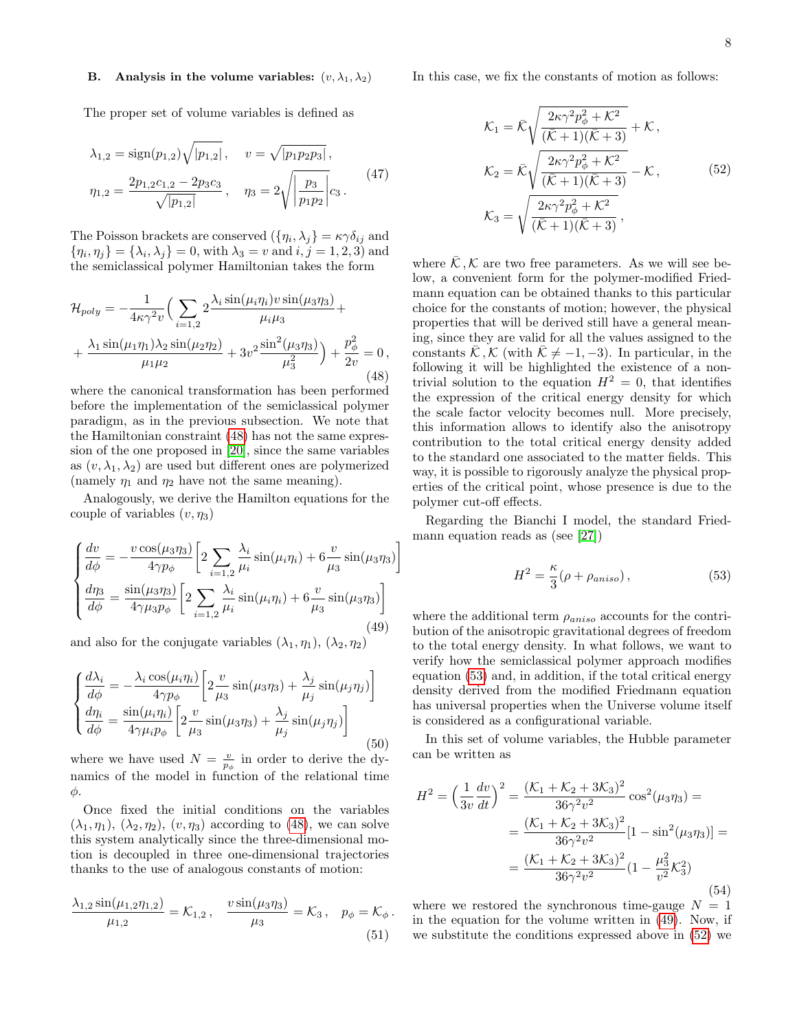### B. Analysis in the volume variables: $(v, \lambda_1, \lambda_2)$

The proper set of volume variables is defined as

$$
\begin{aligned}
&\lambda_{1,2} = \text{sign}(p_{1,2})\sqrt{|p_{1,2}|}\,, \quad v = \sqrt{|p_1 p_2 p_3|}\,, \\
&\eta_{1,2} = \frac{2p_{1,2}c_{1,2} - 2p_3 c_3}{\sqrt{|p_{1,2}|}}\,, \quad \eta_3 = 2\sqrt{\left|\frac{p_3}{p_1 p_2}\right|}c_3\,.
\end{aligned}
\tag{47}
$$

The Poisson brackets are conserved ($\{\eta_i, \lambda_j\} = \kappa\gamma\delta_{ij}$ and $\{\eta_i, \eta_j\} = \{\lambda_i, \lambda_j\} = 0$, with $\lambda_3 = v$ and $i, j = 1, 2, 3$) and the semiclassical polymer Hamiltonian takes the form

$$
\begin{aligned}
\mathcal{H}_{poly} = &-\frac{1}{4\kappa\gamma^2 v}\Big(\sum_{i=1,2} 2\frac{\lambda_i \sin(\mu_i\eta_i) v \sin(\mu_3\eta_3)}{\mu_i\mu_3} + \\
&+ \frac{\lambda_1 \sin(\mu_1\eta_1)\lambda_2 \sin(\mu_2\eta_2)}{\mu_1\mu_2} + 3v^2\frac{\sin^2(\mu_3\eta_3)}{\mu_3^2}\Big) + \frac{p_\phi^2}{2v} = 0\,,
\end{aligned}
\tag{48}
$$

where the canonical transformation has been performed before the implementation of the semiclassical polymer paradigm, as in the previous subsection. We note that the Hamiltonian constraint (48) has not the same expression of the one proposed in [20], since the same variables as $(v, \lambda_1, \lambda_2)$ are used but different ones are polymerized (namely $\eta_1$ and $\eta_2$ have not the same meaning).

Analogously, we derive the Hamilton equations for the couple of variables $(v, \eta_3)$

$$
\begin{cases}
\dfrac{dv}{d\phi} = -\dfrac{v\cos(\mu_3\eta_3)}{4\gamma p_\phi}\Big[2\displaystyle\sum_{i=1,2}\frac{\lambda_i}{\mu_i}\sin(\mu_i\eta_i) + 6\frac{v}{\mu_3}\sin(\mu_3\eta_3)\Big] \\
\dfrac{d\eta_3}{d\phi} = \dfrac{\sin(\mu_3\eta_3)}{4\gamma\mu_3 p_\phi}\Big[2\displaystyle\sum_{i=1,2}\frac{\lambda_i}{\mu_i}\sin(\mu_i\eta_i) + 6\frac{v}{\mu_3}\sin(\mu_3\eta_3)\Big]
\end{cases}
\tag{49}
$$

and also for the conjugate variables $(\lambda_1, \eta_1)$, $(\lambda_2, \eta_2)$

$$
\begin{cases}
\dfrac{d\lambda_i}{d\phi} = -\dfrac{\lambda_i\cos(\mu_i\eta_i)}{4\gamma p_\phi}\Big[2\dfrac{v}{\mu_3}\sin(\mu_3\eta_3) + \dfrac{\lambda_j}{\mu_j}\sin(\mu_j\eta_j)\Big] \\
\dfrac{d\eta_i}{d\phi} = \dfrac{\sin(\mu_i\eta_i)}{4\gamma\mu_i p_\phi}\Big[2\dfrac{v}{\mu_3}\sin(\mu_3\eta_3) + \dfrac{\lambda_j}{\mu_j}\sin(\mu_j\eta_j)\Big]
\end{cases}
\tag{50}
$$

where we have used $N = \frac{v}{p_\phi}$ in order to derive the dynamics of the model in function of the relational time $\phi$.

Once fixed the initial conditions on the variables $(\lambda_1, \eta_1)$, $(\lambda_2, \eta_2)$, $(v, \eta_3)$ according to (48), we can solve this system analytically since the three-dimensional motion is decoupled in three one-dimensional trajectories thanks to the use of analogous constants of motion:

$$
\frac{\lambda_{1,2}\sin(\mu_{1,2}\eta_{1,2})}{\mu_{1,2}} = \mathcal{K}_{1,2}\,, \quad \frac{v\sin(\mu_3\eta_3)}{\mu_3} = \mathcal{K}_3\,, \quad p_\phi = \mathcal{K}_\phi\,.
\tag{51}
$$

In this case, we fix the constants of motion as follows:

$$
\begin{aligned}
\mathcal{K}_1 &= \bar{\mathcal{K}}\sqrt{\frac{2\kappa\gamma^2 p_\phi^2 + \mathcal{K}^2}{(\bar{\mathcal{K}}+1)(\bar{\mathcal{K}}+3)}} + \mathcal{K}\,, \\
\mathcal{K}_2 &= \bar{\mathcal{K}}\sqrt{\frac{2\kappa\gamma^2 p_\phi^2 + \mathcal{K}^2}{(\bar{\mathcal{K}}+1)(\bar{\mathcal{K}}+3)}} - \mathcal{K}\,, \\
\mathcal{K}_3 &= \sqrt{\frac{2\kappa\gamma^2 p_\phi^2 + \mathcal{K}^2}{(\bar{\mathcal{K}}+1)(\bar{\mathcal{K}}+3)}}\,,
\end{aligned}
\tag{52}
$$

where $\bar{\mathcal{K}}, \mathcal{K}$ are two free parameters. As we will see below, a convenient form for the polymer-modified Friedmann equation can be obtained thanks to this particular choice for the constants of motion; however, the physical properties that will be derived still have a general meaning, since they are valid for all the values assigned to the constants $\bar{\mathcal{K}}, \mathcal{K}$ (with $\bar{\mathcal{K}} \neq -1, -3$). In particular, in the following it will be highlighted the existence of a nontrivial solution to the equation $H^2 = 0$, that identifies the expression of the critical energy density for which the scale factor velocity becomes null. More precisely, this information allows to identify also the anisotropy contribution to the total critical energy density added to the standard one associated to the matter fields. This way, it is possible to rigorously analyze the physical properties of the critical point, whose presence is due to the polymer cut-off effects.

Regarding the Bianchi I model, the standard Friedmann equation reads as (see [27])

$$
H^2 = \frac{\kappa}{3}(\rho + \rho_{aniso})\,,
\tag{53}
$$

where the additional term $\rho_{aniso}$ accounts for the contribution of the anisotropic gravitational degrees of freedom to the total energy density. In what follows, we want to verify how the semiclassical polymer approach modifies equation (53) and, in addition, if the total critical energy density derived from the modified Friedmann equation has universal properties when the Universe volume itself is considered as a configurational variable.

In this set of volume variables, the Hubble parameter can be written as

$$
\begin{aligned}
H^2 = \Big(\frac{1}{3v}\frac{dv}{dt}\Big)^2 &= \frac{(\mathcal{K}_1 + \mathcal{K}_2 + 3\mathcal{K}_3)^2}{36\gamma^2 v^2}\cos^2(\mu_3\eta_3) = \\
&= \frac{(\mathcal{K}_1 + \mathcal{K}_2 + 3\mathcal{K}_3)^2}{36\gamma^2 v^2}[1 - \sin^2(\mu_3\eta_3)] = \\
&= \frac{(\mathcal{K}_1 + \mathcal{K}_2 + 3\mathcal{K}_3)^2}{36\gamma^2 v^2}(1 - \frac{\mu_3^2}{v^2}\mathcal{K}_3^2)
\end{aligned}
\tag{54}
$$

where we restored the synchronous time-gauge $N = 1$ in the equation for the volume written in (49). Now, if we substitute the conditions expressed above in (52) we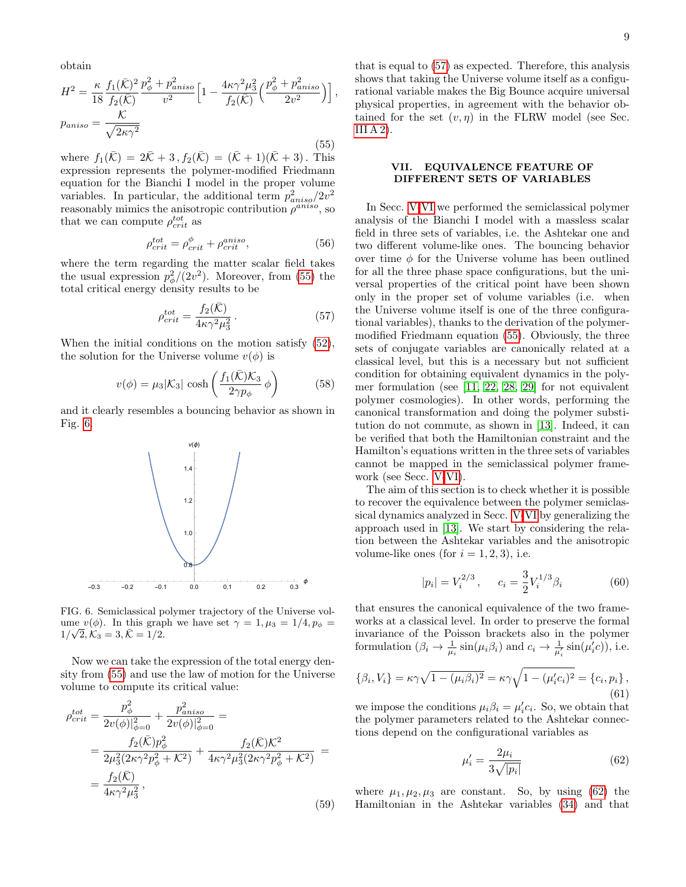obtain

$$H^2 = \frac{\kappa}{18}\frac{f_1(\bar{\mathcal{K}})^2}{f_2(\bar{\mathcal{K}})}\frac{p_\phi^2 + p_{aniso}^2}{v^2}\Big[1 - \frac{4\kappa\gamma^2\mu_3^2}{f_2(\bar{\mathcal{K}})}\Big(\frac{p_\phi^2 + p_{aniso}^2}{2v^2}\Big)\Big],$$
$$p_{aniso} = \frac{\mathcal{K}}{\sqrt{2\kappa\gamma^2}} \tag{55}$$

where $f_1(\bar{\mathcal{K}}) = 2\bar{\mathcal{K}} + 3$, $f_2(\bar{\mathcal{K}}) = (\bar{\mathcal{K}}+1)(\bar{\mathcal{K}}+3)$. This expression represents the polymer-modified Friedmann equation for the Bianchi I model in the proper volume variables. In particular, the additional term $p_{aniso}^2/2v^2$ reasonably mimics the anisotropic contribution $\rho^{aniso}$, so that we can compute $\rho_{crit}^{tot}$ as

$$\rho_{crit}^{tot} = \rho_{crit}^{\phi} + \rho_{crit}^{aniso}, \tag{56}$$

where the term regarding the matter scalar field takes the usual expression $p_\phi^2/(2v^2)$. Moreover, from (55) the total critical energy density results to be

$$\rho_{crit}^{tot} = \frac{f_2(\bar{\mathcal{K}})}{4\kappa\gamma^2\mu_3^2}. \tag{57}$$

When the initial conditions on the motion satisfy (52), the solution for the Universe volume $v(\phi)$ is

$$v(\phi) = \mu_3|\mathcal{K}_3|\,\cosh\left(\frac{f_1(\bar{\mathcal{K}})\mathcal{K}_3}{2\gamma p_\phi}\,\phi\right) \tag{58}$$

and it clearly resembles a bouncing behavior as shown in Fig. 6.

v(ϕ)
1.4
1.2
1.0
0.8
−0.3 −0.2 −0.1 0.0 0.1 0.2 0.3 ϕ

FIG. 6. Semiclassical polymer trajectory of the Universe volume $v(\phi)$. In this graph we have set $\gamma = 1, \mu_3 = 1/4, p_\phi = 1/\sqrt{2}, \mathcal{K}_3 = 3, \bar{\mathcal{K}} = 1/2$.

Now we can take the expression of the total energy density from (55) and use the law of motion for the Universe volume to compute its critical value:

$$\begin{aligned}\rho_{crit}^{tot} &= \frac{p_\phi^2}{2v(\phi)|_{\phi=0}^2} + \frac{p_{aniso}^2}{2v(\phi)|_{\phi=0}^2} = \\ &= \frac{f_2(\bar{\mathcal{K}})p_\phi^2}{2\mu_3^2(2\kappa\gamma^2 p_\phi^2 + \mathcal{K}^2)} + \frac{f_2(\bar{\mathcal{K}})\mathcal{K}^2}{4\kappa\gamma^2\mu_3^2(2\kappa\gamma^2p_\phi^2 + \mathcal{K}^2)} = \\ &= \frac{f_2(\bar{\mathcal{K}})}{4\kappa\gamma^2\mu_3^2},\end{aligned} \tag{59}$$

that is equal to (57) as expected. Therefore, this analysis shows that taking the Universe volume itself as a configurational variable makes the Big Bounce acquire universal physical properties, in agreement with the behavior obtained for the set $(v, \eta)$ in the FLRW model (see Sec. III A 2).

## VII. EQUIVALENCE FEATURE OF DIFFERENT SETS OF VARIABLES

In Secc. V,VI we performed the semiclassical polymer analysis of the Bianchi I model with a massless scalar field in three sets of variables, i.e. the Ashtekar one and two different volume-like ones. The bouncing behavior over time $\phi$ for the Universe volume has been outlined for all the three phase space configurations, but the universal properties of the critical point have been shown only in the proper set of volume variables (i.e. when the Universe volume itself is one of the three configurational variables), thanks to the derivation of the polymer-modified Friedmann equation (55). Obviously, the three sets of conjugate variables are canonically related at a classical level, but this is a necessary but not sufficient condition for obtaining equivalent dynamics in the polymer formulation (see [11, 22, 28, 29] for not equivalent polymer cosmologies). In other words, performing the canonical transformation and doing the polymer substitution do not commute, as shown in [13]. Indeed, it can be verified that both the Hamiltonian constraint and the Hamilton's equations written in the three sets of variables cannot be mapped in the semiclassical polymer framework (see Secc. V,VI).

The aim of this section is to check whether it is possible to recover the equivalence between the polymer semiclassical dynamics analyzed in Secc. V,VI by generalizing the approach used in [13]. We start by considering the relation between the Ashtekar variables and the anisotropic volume-like ones (for $i = 1, 2, 3$), i.e.

$$|p_i| = V_i^{2/3}, \qquad c_i = \frac{3}{2}V_i^{1/3}\beta_i \tag{60}$$

that ensures the canonical equivalence of the two frameworks at a classical level. In order to preserve the formal invariance of the Poisson brackets also in the polymer formulation ($\beta_i \to \frac{1}{\mu_i}\sin(\mu_i\beta_i)$ and $c_i \to \frac{1}{\mu_i'}\sin(\mu_i' c)$), i.e.

$$\{\beta_i, V_i\} = \kappa\gamma\sqrt{1-(\mu_i\beta_i)^2} = \kappa\gamma\sqrt{1-(\mu_i'c_i)^2} = \{c_i, p_i\}, \tag{61}$$

we impose the conditions $\mu_i\beta_i = \mu_i' c_i$. So, we obtain that the polymer parameters related to the Ashtekar connections depend on the configurational variables as

$$\mu_i' = \frac{2\mu_i}{3\sqrt{|p_i|}} \tag{62}$$

where $\mu_1, \mu_2, \mu_3$ are constant. So, by using (62) the Hamiltonian in the Ashtekar variables (34) and that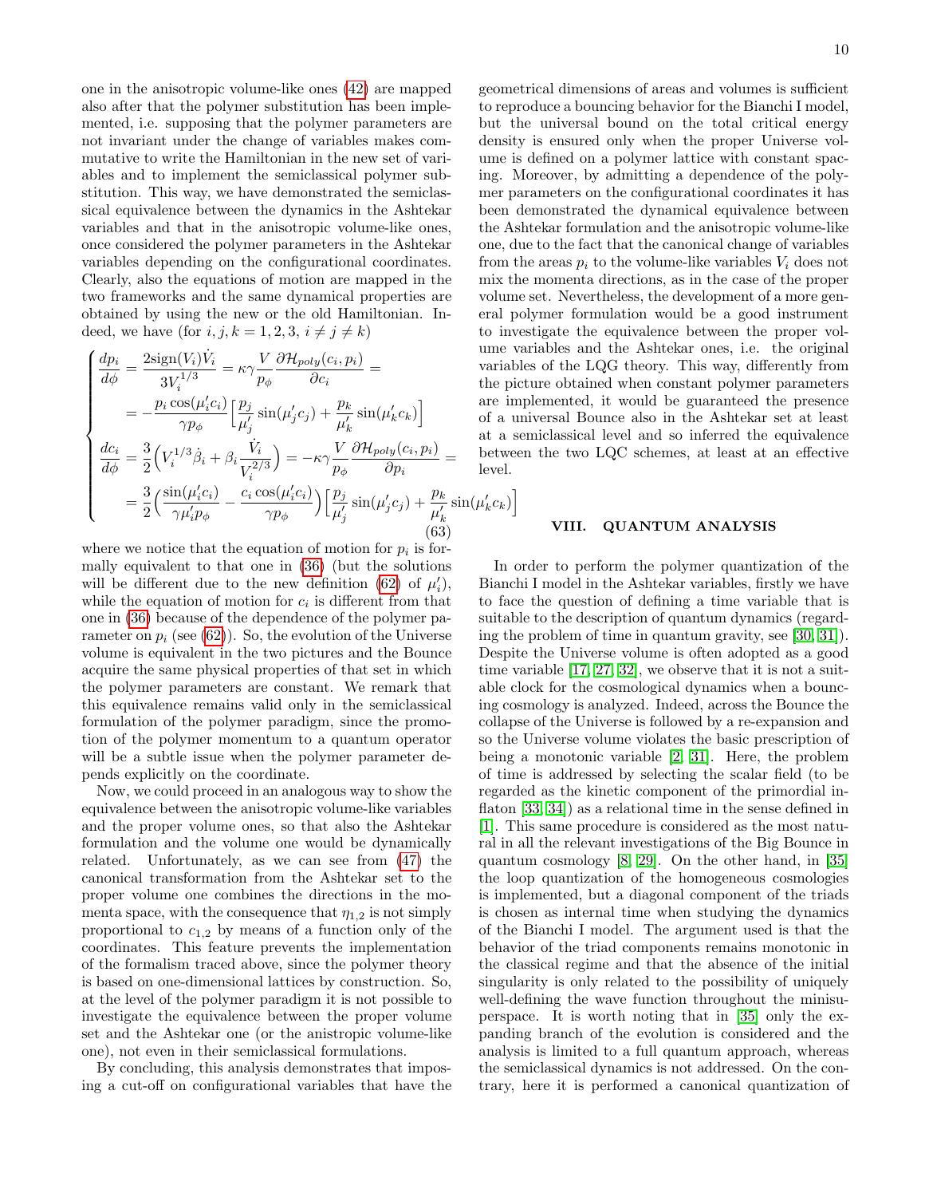one in the anisotropic volume-like ones (42) are mapped also after that the polymer substitution has been implemented, i.e. supposing that the polymer parameters are not invariant under the change of variables makes commutative to write the Hamiltonian in the new set of variables and to implement the semiclassical polymer substitution. This way, we have demonstrated the semiclassical equivalence between the dynamics in the Ashtekar variables and that in the anisotropic volume-like ones, once considered the polymer parameters in the Ashtekar variables depending on the configurational coordinates. Clearly, also the equations of motion are mapped in the two frameworks and the same dynamical properties are obtained by using the new or the old Hamiltonian. Indeed, we have (for $i, j, k = 1, 2, 3$, $i \neq j \neq k$)

$$
\begin{cases}
\dfrac{dp_i}{d\phi} = \dfrac{2\text{sign}(V_i)\dot{V}_i}{3V_i^{1/3}} = \kappa\gamma \dfrac{V}{p_\phi}\dfrac{\partial \mathcal{H}_{poly}(c_i, p_i)}{\partial c_i} = \\
\quad = -\dfrac{p_i \cos(\mu'_i c_i)}{\gamma p_\phi}\Big[\dfrac{p_j}{\mu'_j}\sin(\mu'_j c_j) + \dfrac{p_k}{\mu'_k}\sin(\mu'_k c_k)\Big] \\
\dfrac{dc_i}{d\phi} = \dfrac{3}{2}\Big(V_i^{1/3}\dot{\beta}_i + \beta_i \dfrac{\dot{V}_i}{V_i^{2/3}}\Big) = -\kappa\gamma \dfrac{V}{p_\phi}\dfrac{\partial \mathcal{H}_{poly}(c_i, p_i)}{\partial p_i} = \\
\quad = \dfrac{3}{2}\Big(\dfrac{\sin(\mu'_i c_i)}{\gamma \mu'_i p_\phi} - \dfrac{c_i \cos(\mu'_i c_i)}{\gamma p_\phi}\Big)\Big[\dfrac{p_j}{\mu'_j}\sin(\mu'_j c_j) + \dfrac{p_k}{\mu'_k}\sin(\mu'_k c_k)\Big]
\end{cases}
\tag{63}
$$

where we notice that the equation of motion for $p_i$ is formally equivalent to that one in (36) (but the solutions will be different due to the new definition (62) of $\mu'_i$), while the equation of motion for $c_i$ is different from that one in (36) because of the dependence of the polymer parameter on $p_i$ (see (62)). So, the evolution of the Universe volume is equivalent in the two pictures and the Bounce acquire the same physical properties of that set in which the polymer parameters are constant. We remark that this equivalence remains valid only in the semiclassical formulation of the polymer paradigm, since the promotion of the polymer momentum to a quantum operator will be a subtle issue when the polymer parameter depends explicitly on the coordinate.

Now, we could proceed in an analogous way to show the equivalence between the anisotropic volume-like variables and the proper volume ones, so that also the Ashtekar formulation and the volume one would be dynamically related. Unfortunately, as we can see from (47) the canonical transformation from the Ashtekar set to the proper volume one combines the directions in the momenta space, with the consequence that $\eta_{1,2}$ is not simply proportional to $c_{1,2}$ by means of a function only of the coordinates. This feature prevents the implementation of the formalism traced above, since the polymer theory is based on one-dimensional lattices by construction. So, at the level of the polymer paradigm it is not possible to investigate the equivalence between the proper volume set and the Ashtekar one (or the anistropic volume-like one), not even in their semiclassical formulations.

By concluding, this analysis demonstrates that imposing a cut-off on configurational variables that have the geometrical dimensions of areas and volumes is sufficient to reproduce a bouncing behavior for the Bianchi I model, but the universal bound on the total critical energy density is ensured only when the proper Universe volume is defined on a polymer lattice with constant spacing. Moreover, by admitting a dependence of the polymer parameters on the configurational coordinates it has been demonstrated the dynamical equivalence between the Ashtekar formulation and the anisotropic volume-like one, due to the fact that the canonical change of variables from the areas $p_i$ to the volume-like variables $V_i$ does not mix the momenta directions, as in the case of the proper volume set. Nevertheless, the development of a more general polymer formulation would be a good instrument to investigate the equivalence between the proper volume variables and the Ashtekar ones, i.e. the original variables of the LQG theory. This way, differently from the picture obtained when constant polymer parameters are implemented, it would be guaranteed the presence of a universal Bounce also in the Ashtekar set at least at a semiclassical level and so inferred the equivalence between the two LQC schemes, at least at an effective level.

## VIII. QUANTUM ANALYSIS

In order to perform the polymer quantization of the Bianchi I model in the Ashtekar variables, firstly we have to face the question of defining a time variable that is suitable to the description of quantum dynamics (regarding the problem of time in quantum gravity, see [30, 31]). Despite the Universe volume is often adopted as a good time variable [17, 27, 32], we observe that it is not a suitable clock for the cosmological dynamics when a bouncing cosmology is analyzed. Indeed, across the Bounce the collapse of the Universe is followed by a re-expansion and so the Universe volume violates the basic prescription of being a monotonic variable [2, 31]. Here, the problem of time is addressed by selecting the scalar field (to be regarded as the kinetic component of the primordial inflaton [33, 34]) as a relational time in the sense defined in [1]. This same procedure is considered as the most natural in all the relevant investigations of the Big Bounce in quantum cosmology [8, 29]. On the other hand, in [35] the loop quantization of the homogeneous cosmologies is implemented, but a diagonal component of the triads is chosen as internal time when studying the dynamics of the Bianchi I model. The argument used is that the behavior of the triad components remains monotonic in the classical regime and that the absence of the initial singularity is only related to the possibility of uniquely well-defining the wave function throughout the minisuperspace. It is worth noting that in [35] only the expanding branch of the evolution is considered and the analysis is limited to a full quantum approach, whereas the semiclassical dynamics is not addressed. On the contrary, here it is performed a canonical quantization of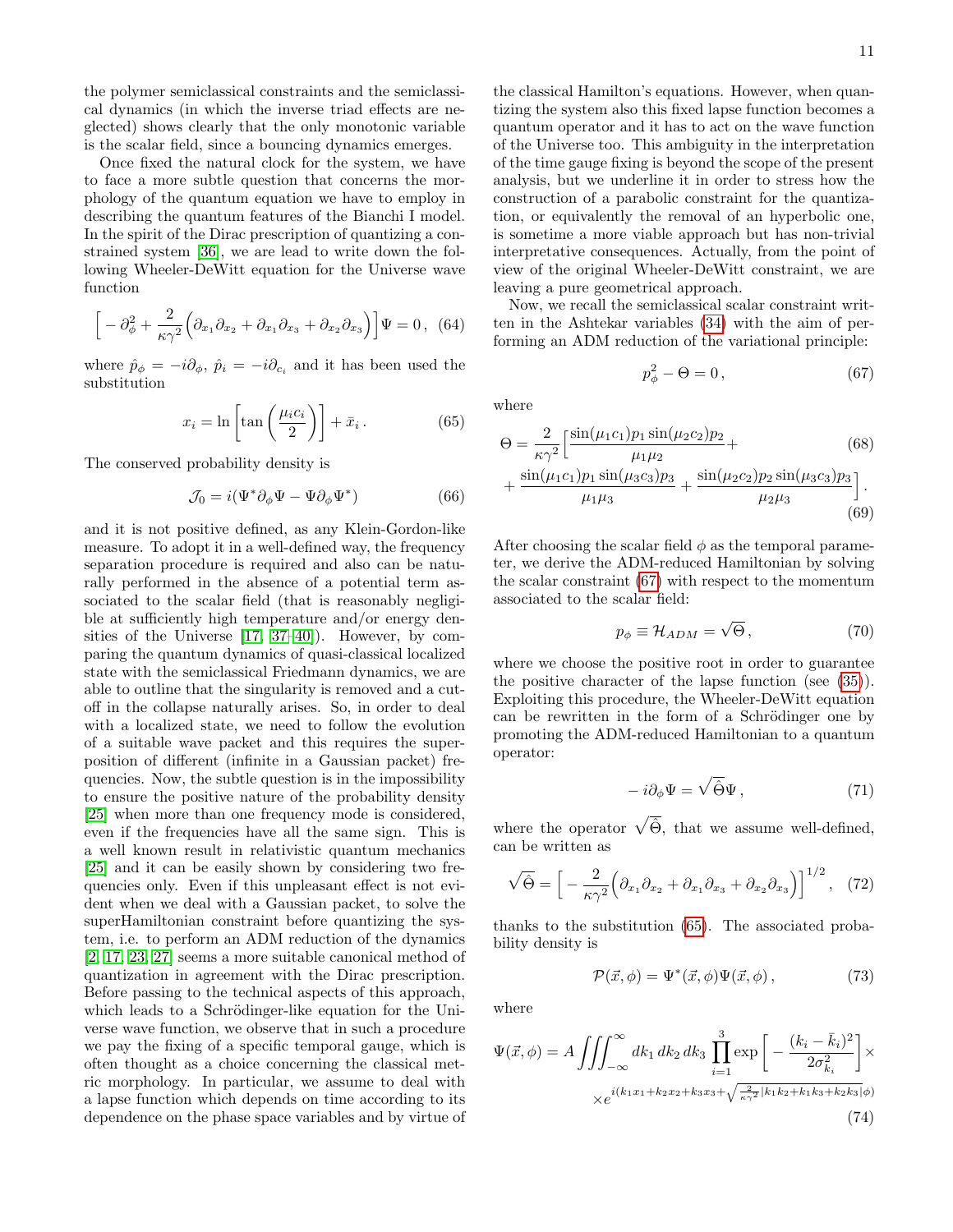the polymer semiclassical constraints and the semiclassical dynamics (in which the inverse triad effects are neglected) shows clearly that the only monotonic variable is the scalar field, since a bouncing dynamics emerges.

Once fixed the natural clock for the system, we have to face a more subtle question that concerns the morphology of the quantum equation we have to employ in describing the quantum features of the Bianchi I model. In the spirit of the Dirac prescription of quantizing a constrained system [36], we are lead to write down the following Wheeler-DeWitt equation for the Universe wave function

$$\Big[-\partial_\phi^2+\frac{2}{\kappa\gamma^2}\Big(\partial_{x_1}\partial_{x_2}+\partial_{x_1}\partial_{x_3}+\partial_{x_2}\partial_{x_3}\Big)\Big]\Psi=0\,, \quad (64)$$

where $\hat{p}_\phi=-i\partial_\phi$, $\hat{p}_i=-i\partial_{c_i}$ and it has been used the substitution

$$x_i=\ln\left[\tan\left(\frac{\mu_i c_i}{2}\right)\right]+\bar{x}_i\,. \quad (65)$$

The conserved probability density is

$$\mathcal{J}_0=i(\Psi^*\partial_\phi\Psi-\Psi\partial_\phi\Psi^*) \quad (66)$$

and it is not positive defined, as any Klein-Gordon-like measure. To adopt it in a well-defined way, the frequency separation procedure is required and also can be naturally performed in the absence of a potential term associated to the scalar field (that is reasonably negligible at sufficiently high temperature and/or energy densities of the Universe [17, 37–40]). However, by comparing the quantum dynamics of quasi-classical localized state with the semiclassical Friedmann dynamics, we are able to outline that the singularity is removed and a cut-off in the collapse naturally arises. So, in order to deal with a localized state, we need to follow the evolution of a suitable wave packet and this requires the superposition of different (infinite in a Gaussian packet) frequencies. Now, the subtle question is in the impossibility to ensure the positive nature of the probability density [25] when more than one frequency mode is considered, even if the frequencies have all the same sign. This is a well known result in relativistic quantum mechanics [25] and it can be easily shown by considering two frequencies only. Even if this unpleasant effect is not evident when we deal with a Gaussian packet, to solve the superHamiltonian constraint before quantizing the system, i.e. to perform an ADM reduction of the dynamics [2, 17, 23, 27] seems a more suitable canonical method of quantization in agreement with the Dirac prescription. Before passing to the technical aspects of this approach, which leads to a Schrödinger-like equation for the Universe wave function, we observe that in such a procedure we pay the fixing of a specific temporal gauge, which is often thought as a choice concerning the classical metric morphology. In particular, we assume to deal with a lapse function which depends on time according to its dependence on the phase space variables and by virtue of the classical Hamilton's equations. However, when quantizing the system also this fixed lapse function becomes a quantum operator and it has to act on the wave function of the Universe too. This ambiguity in the interpretation of the time gauge fixing is beyond the scope of the present analysis, but we underline it in order to stress how the construction of a parabolic constraint for the quantization, or equivalently the removal of an hyperbolic one, is sometime a more viable approach but has non-trivial interpretative consequences. Actually, from the point of view of the original Wheeler-DeWitt constraint, we are leaving a pure geometrical approach.

Now, we recall the semiclassical scalar constraint written in the Ashtekar variables (34) with the aim of performing an ADM reduction of the variational principle:

$$p_\phi^2-\Theta=0\,, \quad (67)$$

where

$$\Theta=\frac{2}{\kappa\gamma^2}\Big[\frac{\sin(\mu_1c_1)p_1\sin(\mu_2c_2)p_2}{\mu_1\mu_2}+ \quad (68)$$

$$+\frac{\sin(\mu_1c_1)p_1\sin(\mu_3c_3)p_3}{\mu_1\mu_3}+\frac{\sin(\mu_2c_2)p_2\sin(\mu_3c_3)p_3}{\mu_2\mu_3}\Big]\,. \quad (69)$$

After choosing the scalar field $\phi$ as the temporal parameter, we derive the ADM-reduced Hamiltonian by solving the scalar constraint (67) with respect to the momentum associated to the scalar field:

$$p_\phi\equiv\mathcal{H}_{ADM}=\sqrt{\Theta}\,, \quad (70)$$

where we choose the positive root in order to guarantee the positive character of the lapse function (see (35)). Exploiting this procedure, the Wheeler-DeWitt equation can be rewritten in the form of a Schrödinger one by promoting the ADM-reduced Hamiltonian to a quantum operator:

$$-i\partial_\phi\Psi=\sqrt{\hat{\Theta}}\Psi\,, \quad (71)$$

where the operator $\sqrt{\hat{\Theta}}$, that we assume well-defined, can be written as

$$\sqrt{\hat{\Theta}}=\Big[-\frac{2}{\kappa\gamma^2}\Big(\partial_{x_1}\partial_{x_2}+\partial_{x_1}\partial_{x_3}+\partial_{x_2}\partial_{x_3}\Big)\Big]^{1/2}\,, \quad (72)$$

thanks to the substitution (65). The associated probability density is

$$\mathcal{P}(\vec{x},\phi)=\Psi^*(\vec{x},\phi)\Psi(\vec{x},\phi)\,, \quad (73)$$

where

$$\Psi(\vec{x},\phi)=A\iiint_{-\infty}^{\infty}dk_1\,dk_2\,dk_3\prod_{i=1}^{3}\exp\Big[-\frac{(k_i-\bar{k}_i)^2}{2\sigma_{k_i}^2}\Big]\times$$
$$\times e^{i\left(k_1x_1+k_2x_2+k_3x_3+\sqrt{\frac{2}{\kappa\gamma^2}|k_1k_2+k_1k_3+k_2k_3|}\,\phi\right)} \quad (74)$$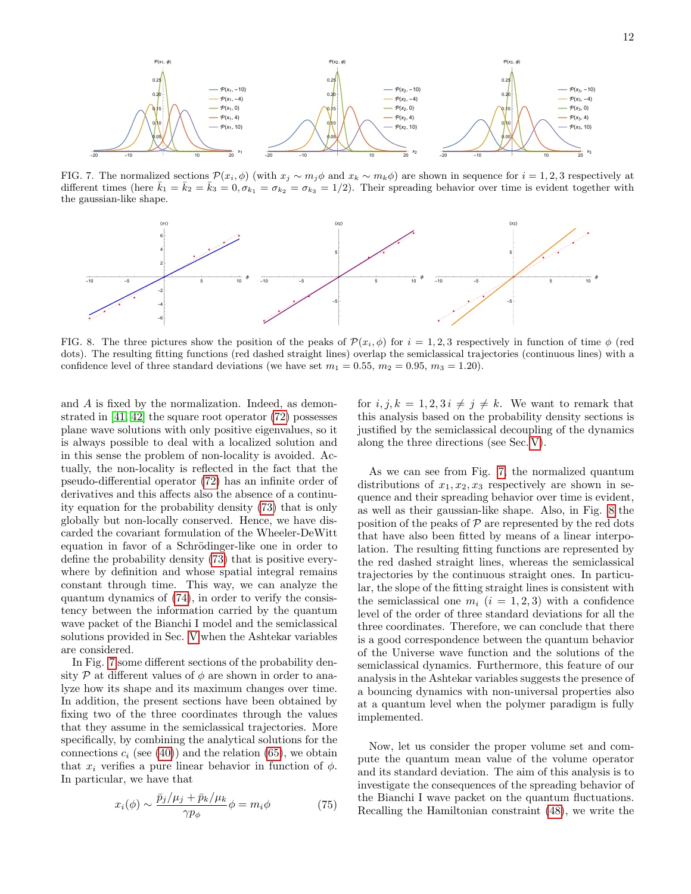$\mathcal{P}(x_1,\phi)$

0.25
0.20
0.15
0.10
0.05

-20 -10 10 20 $x_1$

$\mathcal{P}(x_1,-10)$
$\mathcal{P}(x_1,-4)$
$\mathcal{P}(x_1,0)$
$\mathcal{P}(x_1,4)$
$\mathcal{P}(x_1,10)$

$\mathcal{P}(x_2,\phi)$

0.25
0.20
0.15
0.10
0.05

-20 -10 10 20 $x_2$

$\mathcal{P}(x_2,-10)$
$\mathcal{P}(x_2,-4)$
$\mathcal{P}(x_2,0)$
$\mathcal{P}(x_2,4)$
$\mathcal{P}(x_2,10)$

$\mathcal{P}(x_3,\phi)$

0.25
0.20
0.15
0.10
0.05

-20 -10 10 20 $x_3$

$\mathcal{P}(x_3,-10)$
$\mathcal{P}(x_3,-4)$
$\mathcal{P}(x_3,0)$
$\mathcal{P}(x_3,4)$
$\mathcal{P}(x_3,10)$

FIG. 7. The normalized sections $\mathcal{P}(x_i,\phi)$ (with $x_j \sim m_j\phi$ and $x_k \sim m_k\phi$) are shown in sequence for $i = 1,2,3$ respectively at different times (here $\bar{k}_1 = \bar{k}_2 = \bar{k}_3 = 0, \sigma_{k_1} = \sigma_{k_2} = \sigma_{k_3} = 1/2$). Their spreading behavior over time is evident together with the gaussian-like shape.

$\langle x_1\rangle$

6
4
2
-2
-4
-6

-10 -5 5 10 $\phi$

$\langle x_2\rangle$

5
-5

-10 -5 5 10 $\phi$

$\langle x_3\rangle$

5
-5

-10 -5 5 10 $\phi$

FIG. 8. The three pictures show the position of the peaks of $\mathcal{P}(x_i,\phi)$ for $i = 1,2,3$ respectively in function of time $\phi$ (red dots). The resulting fitting functions (red dashed straight lines) overlap the semiclassical trajectories (continuous lines) with a confidence level of three standard deviations (we have set $m_1 = 0.55$, $m_2 = 0.95$, $m_3 = 1.20$).

and $A$ is fixed by the normalization. Indeed, as demonstrated in [41, 42] the square root operator (72) possesses plane wave solutions with only positive eigenvalues, so it is always possible to deal with a localized solution and in this sense the problem of non-locality is avoided. Actually, the non-locality is reflected in the fact that the pseudo-differential operator (72) has an infinite order of derivatives and this affects also the absence of a continuity equation for the probability density (73) that is only globally but non-locally conserved. Hence, we have discarded the covariant formulation of the Wheeler-DeWitt equation in favor of a Schrödinger-like one in order to define the probability density (73) that is positive everywhere by definition and whose spatial integral remains constant through time. This way, we can analyze the quantum dynamics of (74), in order to verify the consistency between the information carried by the quantum wave packet of the Bianchi I model and the semiclassical solutions provided in Sec. V when the Ashtekar variables are considered.

In Fig. 7 some different sections of the probability density $\mathcal{P}$ at different values of $\phi$ are shown in order to analyze how its shape and its maximum changes over time. In addition, the present sections have been obtained by fixing two of the three coordinates through the values that they assume in the semiclassical trajectories. More specifically, by combining the analytical solutions for the connections $c_i$ (see (40)) and the relation (65), we obtain that $x_i$ verifies a pure linear behavior in function of $\phi$. In particular, we have that

$$x_i(\phi) \sim \frac{\bar{p}_j/\mu_j + \bar{p}_k/\mu_k}{\gamma p_\phi}\phi = m_i\phi \tag{75}$$

for $i,j,k = 1,2,3$ $i \neq j \neq k$. We want to remark that this analysis based on the probability density sections is justified by the semiclassical decoupling of the dynamics along the three directions (see Sec. V).

As we can see from Fig. 7, the normalized quantum distributions of $x_1, x_2, x_3$ respectively are shown in sequence and their spreading behavior over time is evident, as well as their gaussian-like shape. Also, in Fig. 8 the position of the peaks of $\mathcal{P}$ are represented by the red dots that have also been fitted by means of a linear interpolation. The resulting fitting functions are represented by the red dashed straight lines, whereas the semiclassical trajectories by the continuous straight ones. In particular, the slope of the fitting straight lines is consistent with the semiclassical one $m_i$ $(i = 1,2,3)$ with a confidence level of the order of three standard deviations for all the three coordinates. Therefore, we can conclude that there is a good correspondence between the quantum behavior of the Universe wave function and the solutions of the semiclassical dynamics. Furthermore, this feature of our analysis in the Ashtekar variables suggests the presence of a bouncing dynamics with non-universal properties also at a quantum level when the polymer paradigm is fully implemented.

Now, let us consider the proper volume set and compute the quantum mean value of the volume operator and its standard deviation. The aim of this analysis is to investigate the consequences of the spreading behavior of the Bianchi I wave packet on the quantum fluctuations. Recalling the Hamiltonian constraint (48), we write the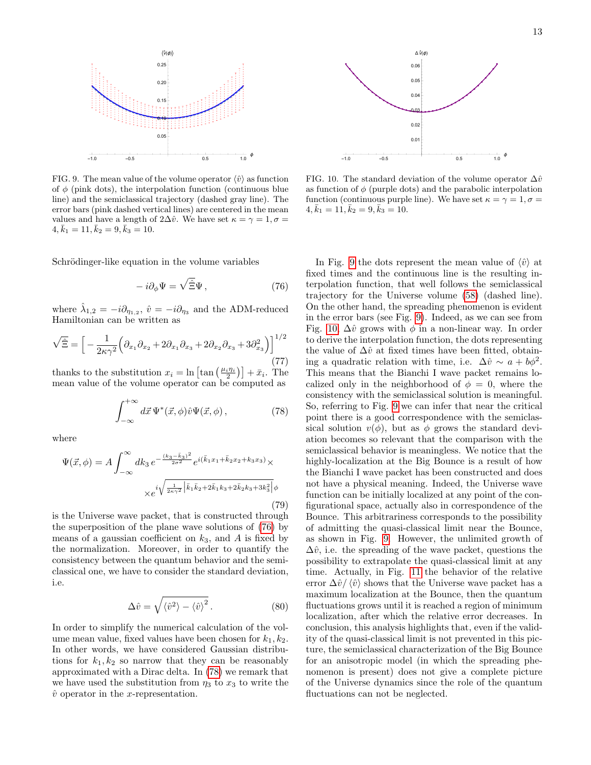⟨v̂(ϕ)⟩

0.25

0.20

0.15

0.10

0.05

-1.0 -0.5 0.5 1.0 ϕ

FIG. 9. The mean value of the volume operator $\langle \hat{v} \rangle$ as function of $\phi$ (pink dots), the interpolation function (continuous blue line) and the semiclassical trajectory (dashed gray line). The error bars (pink dashed vertical lines) are centered in the mean values and have a length of $2\Delta\hat{v}$. We have set $\kappa = \gamma = 1, \sigma = 4, \bar{k}_1 = 11, \bar{k}_2 = 9, \bar{k}_3 = 10$.

Δv̂(ϕ)

0.06

0.05

0.04

0.03

0.02

0.01

-1.0 -0.5 0.5 1.0 ϕ

FIG. 10. The standard deviation of the volume operator $\Delta\hat{v}$ as function of $\phi$ (purple dots) and the parabolic interpolation function (continuous purple line). We have set $\kappa = \gamma = 1, \sigma = 4, \bar{k}_1 = 11, \bar{k}_2 = 9, \bar{k}_3 = 10$.

Schrödinger-like equation in the volume variables

$$
-i\partial_\phi \Psi = \sqrt{\hat{\Xi}}\Psi\,, \tag{76}
$$

where $\hat{\lambda}_{1,2} = -i\partial_{\eta_{1,2}}$, $\hat{v} = -i\partial_{\eta_3}$ and the ADM-reduced Hamiltonian can be written as

$$
\sqrt{\hat{\Xi}} = \Big[ -\frac{1}{2\kappa\gamma^2}\Big(\partial_{x_1}\partial_{x_2} + 2\partial_{x_1}\partial_{x_3} + 2\partial_{x_2}\partial_{x_3} + 3\partial^2_{x_3}\Big)\Big]^{1/2} \tag{77}
$$

thanks to the substitution $x_i = \ln\left[\tan\left(\frac{\mu_i\eta_i}{2}\right)\right] + \bar{x}_i$. The mean value of the volume operator can be computed as

$$
\int_{-\infty}^{+\infty} d\vec{x}\, \Psi^*(\vec{x},\phi)\hat{v}\Psi(\vec{x},\phi)\,, \tag{78}
$$

where

$$
\Psi(\vec{x},\phi) = A\int_{-\infty}^{\infty} dk_3\, e^{-\frac{(k_3-\bar{k}_3)^2}{2\sigma^2}} e^{i(\bar{k}_1 x_1 + \bar{k}_2 x_2 + k_3 x_3)} \times \\
\times e^{i\sqrt{\frac{1}{2\kappa\gamma^2}\left|\bar{k}_1\bar{k}_2 + 2\bar{k}_1 k_3 + 2\bar{k}_2 k_3 + 3k_3^2\right|}\,\phi} \tag{79}
$$

is the Universe wave packet, that is constructed through the superposition of the plane wave solutions of (76) by means of a gaussian coefficient on $k_3$, and $A$ is fixed by the normalization. Moreover, in order to quantify the consistency between the quantum behavior and the semiclassical one, we have to consider the standard deviation, i.e.

$$
\Delta\hat{v} = \sqrt{\langle\hat{v}^2\rangle - \langle\hat{v}\rangle^2}\,. \tag{80}
$$

In order to simplify the numerical calculation of the volume mean value, fixed values have been chosen for $k_1, k_2$. In other words, we have considered Gaussian distributions for $k_1, k_2$ so narrow that they can be reasonably approximated with a Dirac delta. In (78) we remark that we have used the substitution from $\eta_3$ to $x_3$ to write the $\hat{v}$ operator in the $x$-representation.

In Fig. 9 the dots represent the mean value of $\langle\hat{v}\rangle$ at fixed times and the continuous line is the resulting interpolation function, that well follows the semiclassical trajectory for the Universe volume (58) (dashed line). On the other hand, the spreading phenomenon is evident in the error bars (see Fig. 9). Indeed, as we can see from Fig. 10, $\Delta\hat{v}$ grows with $\phi$ in a non-linear way. In order to derive the interpolation function, the dots representing the value of $\Delta\hat{v}$ at fixed times have been fitted, obtaining a quadratic relation with time, i.e. $\Delta\hat{v} \sim a + b\phi^2$. This means that the Bianchi I wave packet remains localized only in the neighborhood of $\phi = 0$, where the consistency with the semiclassical solution is meaningful. So, referring to Fig. 9 we can infer that near the critical point there is a good correspondence with the semiclassical solution $v(\phi)$, but as $\phi$ grows the standard deviation becomes so relevant that the comparison with the semiclassical behavior is meaningless. We notice that the highly-localization at the Big Bounce is a result of how the Bianchi I wave packet has been constructed and does not have a physical meaning. Indeed, the Universe wave function can be initially localized at any point of the configurational space, actually also in correspondence of the Bounce. This arbitrariness corresponds to the possibility of admitting the quasi-classical limit near the Bounce, as shown in Fig. 9. However, the unlimited growth of $\Delta\hat{v}$, i.e. the spreading of the wave packet, questions the possibility to extrapolate the quasi-classical limit at any time. Actually, in Fig. 11 the behavior of the relative error $\Delta\hat{v}/\langle\hat{v}\rangle$ shows that the Universe wave packet has a maximum localization at the Bounce, then the quantum fluctuations grows until it is reached a region of minimum localization, after which the relative error decreases. In conclusion, this analysis highlights that, even if the validity of the quasi-classical limit is not prevented in this picture, the semiclassical characterization of the Big Bounce for an anisotropic model (in which the spreading phenomenon is present) does not give a complete picture of the Universe dynamics since the role of the quantum fluctuations can not be neglected.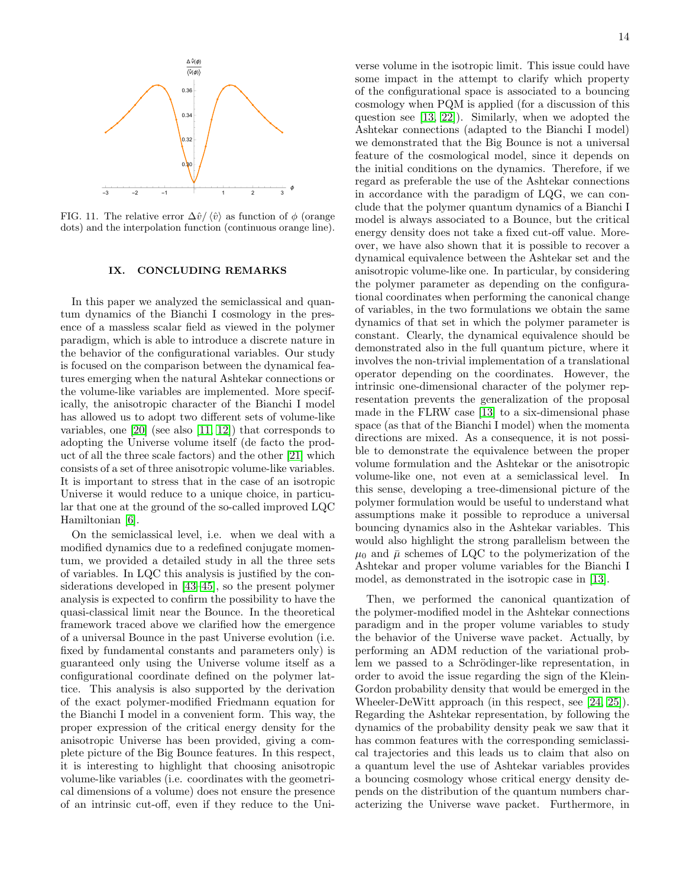$\frac{\Delta\hat{v}(\phi)}{\langle\hat{v}(\phi)\rangle}$

0.36

0.34

0.32

0.30

-3 -2 -1 1 2 3 $\phi$

FIG. 11. The relative error $\Delta\hat{v}/\langle\hat{v}\rangle$ as function of $\phi$ (orange dots) and the interpolation function (continuous orange line).

## IX. CONCLUDING REMARKS

In this paper we analyzed the semiclassical and quantum dynamics of the Bianchi I cosmology in the presence of a massless scalar field as viewed in the polymer paradigm, which is able to introduce a discrete nature in the behavior of the configurational variables. Our study is focused on the comparison between the dynamical features emerging when the natural Ashtekar connections or the volume-like variables are implemented. More specifically, the anisotropic character of the Bianchi I model has allowed us to adopt two different sets of volume-like variables, one [20] (see also [11, 12]) that corresponds to adopting the Universe volume itself (de facto the product of all the three scale factors) and the other [21] which consists of a set of three anisotropic volume-like variables. It is important to stress that in the case of an isotropic Universe it would reduce to a unique choice, in particular that one at the ground of the so-called improved LQC Hamiltonian [6].

On the semiclassical level, i.e. when we deal with a modified dynamics due to a redefined conjugate momentum, we provided a detailed study in all the three sets of variables. In LQC this analysis is justified by the considerations developed in [43–45], so the present polymer analysis is expected to confirm the possibility to have the quasi-classical limit near the Bounce. In the theoretical framework traced above we clarified how the emergence of a universal Bounce in the past Universe evolution (i.e. fixed by fundamental constants and parameters only) is guaranteed only using the Universe volume itself as a configurational coordinate defined on the polymer lattice. This analysis is also supported by the derivation of the exact polymer-modified Friedmann equation for the Bianchi I model in a convenient form. This way, the proper expression of the critical energy density for the anisotropic Universe has been provided, giving a complete picture of the Big Bounce features. In this respect, it is interesting to highlight that choosing anisotropic volume-like variables (i.e. coordinates with the geometrical dimensions of a volume) does not ensure the presence of an intrinsic cut-off, even if they reduce to the Universe volume in the isotropic limit. This issue could have some impact in the attempt to clarify which property of the configurational space is associated to a bouncing cosmology when PQM is applied (for a discussion of this question see [13, 22]). Similarly, when we adopted the Ashtekar connections (adapted to the Bianchi I model) we demonstrated that the Big Bounce is not a universal feature of the cosmological model, since it depends on the initial conditions on the dynamics. Therefore, if we regard as preferable the use of the Ashtekar connections in accordance with the paradigm of LQG, we can conclude that the polymer quantum dynamics of a Bianchi I model is always associated to a Bounce, but the critical energy density does not take a fixed cut-off value. Moreover, we have also shown that it is possible to recover a dynamical equivalence between the Ashtekar set and the anisotropic volume-like one. In particular, by considering the polymer parameter as depending on the configurational coordinates when performing the canonical change of variables, in the two formulations we obtain the same dynamics of that set in which the polymer parameter is constant. Clearly, the dynamical equivalence should be demonstrated also in the full quantum picture, where it involves the non-trivial implementation of a translational operator depending on the coordinates. However, the intrinsic one-dimensional character of the polymer representation prevents the generalization of the proposal made in the FLRW case [13] to a six-dimensional phase space (as that of the Bianchi I model) when the momenta directions are mixed. As a consequence, it is not possible to demonstrate the equivalence between the proper volume formulation and the Ashtekar or the anisotropic volume-like one, not even at a semiclassical level. In this sense, developing a tree-dimensional picture of the polymer formulation would be useful to understand what assumptions make it possible to reproduce a universal bouncing dynamics also in the Ashtekar variables. This would also highlight the strong parallelism between the $\mu_0$ and $\bar{\mu}$ schemes of LQC to the polymerization of the Ashtekar and proper volume variables for the Bianchi I model, as demonstrated in the isotropic case in [13].

Then, we performed the canonical quantization of the polymer-modified model in the Ashtekar connections paradigm and in the proper volume variables to study the behavior of the Universe wave packet. Actually, by performing an ADM reduction of the variational problem we passed to a Schrödinger-like representation, in order to avoid the issue regarding the sign of the Klein-Gordon probability density that would be emerged in the Wheeler-DeWitt approach (in this respect, see [24, 25]). Regarding the Ashtekar representation, by following the dynamics of the probability density peak we saw that it has common features with the corresponding semiclassical trajectories and this leads us to claim that also on a quantum level the use of Ashtekar variables provides a bouncing cosmology whose critical energy density depends on the distribution of the quantum numbers characterizing the Universe wave packet. Furthermore, in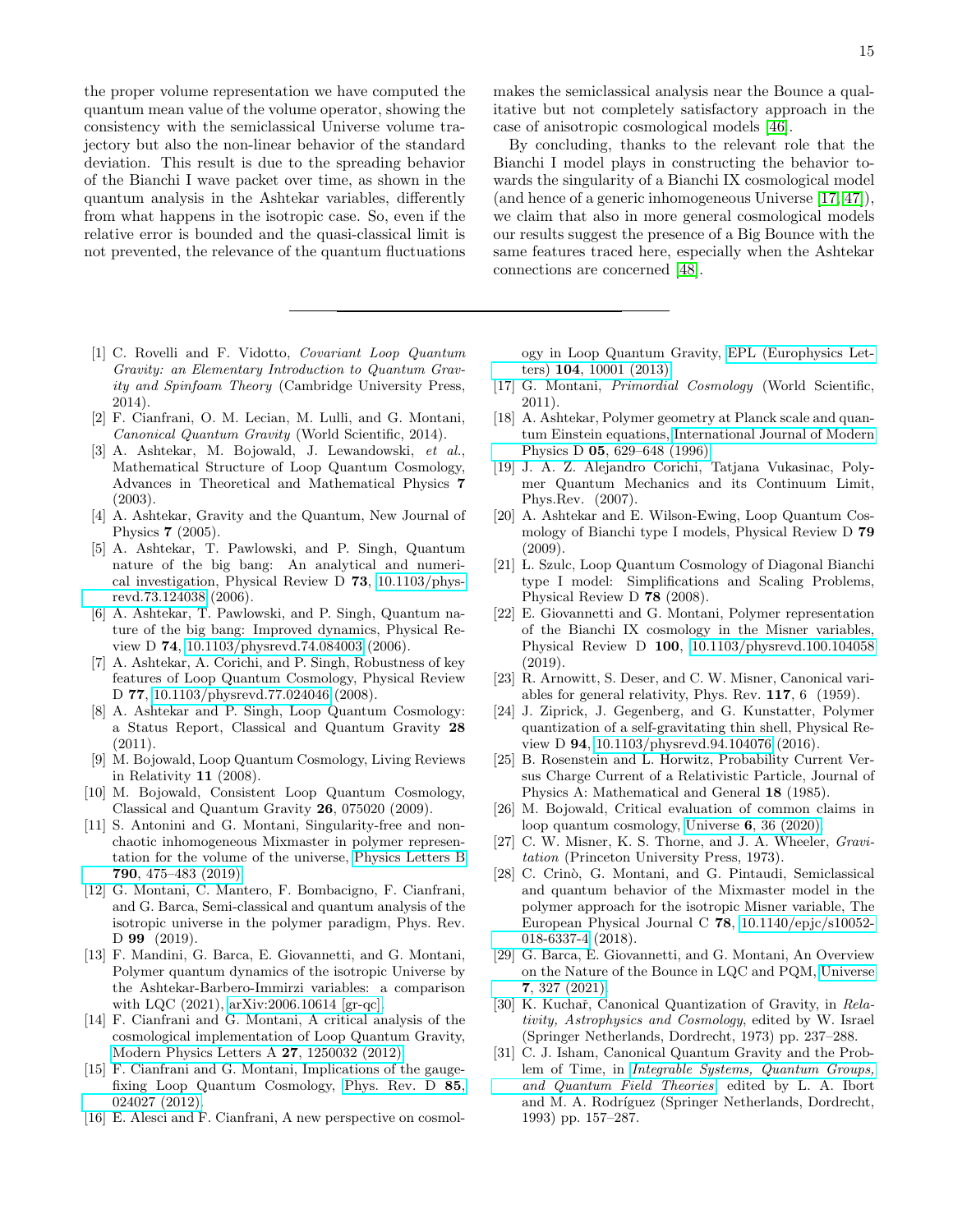the proper volume representation we have computed the quantum mean value of the volume operator, showing the consistency with the semiclassical Universe volume trajectory but also the non-linear behavior of the standard deviation. This result is due to the spreading behavior of the Bianchi I wave packet over time, as shown in the quantum analysis in the Ashtekar variables, differently from what happens in the isotropic case. So, even if the relative error is bounded and the quasi-classical limit is not prevented, the relevance of the quantum fluctuations makes the semiclassical analysis near the Bounce a qualitative but not completely satisfactory approach in the case of anisotropic cosmological models [46].

By concluding, thanks to the relevant role that the Bianchi I model plays in constructing the behavior towards the singularity of a Bianchi IX cosmological model (and hence of a generic inhomogeneous Universe [17, 47]), we claim that also in more general cosmological models our results suggest the presence of a Big Bounce with the same features traced here, especially when the Ashtekar connections are concerned [48].

---

[1] C. Rovelli and F. Vidotto, *Covariant Loop Quantum Gravity: an Elementary Introduction to Quantum Gravity and Spinfoam Theory* (Cambridge University Press, 2014).

[2] F. Cianfrani, O. M. Lecian, M. Lulli, and G. Montani, *Canonical Quantum Gravity* (World Scientific, 2014).

[3] A. Ashtekar, M. Bojowald, J. Lewandowski, *et al.*, Mathematical Structure of Loop Quantum Cosmology, Advances in Theoretical and Mathematical Physics **7** (2003).

[4] A. Ashtekar, Gravity and the Quantum, New Journal of Physics **7** (2005).

[5] A. Ashtekar, T. Pawlowski, and P. Singh, Quantum nature of the big bang: An analytical and numerical investigation, Physical Review D **73**, 10.1103/physrevd.73.124038 (2006).

[6] A. Ashtekar, T. Pawlowski, and P. Singh, Quantum nature of the big bang: Improved dynamics, Physical Review D **74**, 10.1103/physrevd.74.084003 (2006).

[7] A. Ashtekar, A. Corichi, and P. Singh, Robustness of key features of Loop Quantum Cosmology, Physical Review D **77**, 10.1103/physrevd.77.024046 (2008).

[8] A. Ashtekar and P. Singh, Loop Quantum Cosmology: a Status Report, Classical and Quantum Gravity **28** (2011).

[9] M. Bojowald, Loop Quantum Cosmology, Living Reviews in Relativity **11** (2008).

[10] M. Bojowald, Consistent Loop Quantum Cosmology, Classical and Quantum Gravity **26**, 075020 (2009).

[11] S. Antonini and G. Montani, Singularity-free and non-chaotic inhomogeneous Mixmaster in polymer representation for the volume of the universe, Physics Letters B **790**, 475–483 (2019).

[12] G. Montani, C. Mantero, F. Bombacigno, F. Cianfrani, and G. Barca, Semi-classical and quantum analysis of the isotropic universe in the polymer paradigm, Phys. Rev. D **99** (2019).

[13] F. Mandini, G. Barca, E. Giovannetti, and G. Montani, Polymer quantum dynamics of the isotropic Universe by the Ashtekar-Barbero-Immirzi variables: a comparison with LQC (2021), arXiv:2006.10614 [gr-qc].

[14] F. Cianfrani and G. Montani, A critical analysis of the cosmological implementation of Loop Quantum Gravity, Modern Physics Letters A **27**, 1250032 (2012).

[15] F. Cianfrani and G. Montani, Implications of the gauge-fixing Loop Quantum Cosmology, Phys. Rev. D **85**, 024027 (2012).

[16] E. Alesci and F. Cianfrani, A new perspective on cosmology in Loop Quantum Gravity, EPL (Europhysics Letters) **104**, 10001 (2013).

[17] G. Montani, *Primordial Cosmology* (World Scientific, 2011).

[18] A. Ashtekar, Polymer geometry at Planck scale and quantum Einstein equations, International Journal of Modern Physics D **05**, 629–648 (1996).

[19] J. A. Z. Alejandro Corichi, Tatjana Vukasinac, Polymer Quantum Mechanics and its Continuum Limit, Phys.Rev. (2007).

[20] A. Ashtekar and E. Wilson-Ewing, Loop Quantum Cosmology of Bianchi type I models, Physical Review D **79** (2009).

[21] L. Szulc, Loop Quantum Cosmology of Diagonal Bianchi type I model: Simplifications and Scaling Problems, Physical Review D **78** (2008).

[22] E. Giovannetti and G. Montani, Polymer representation of the Bianchi IX cosmology in the Misner variables, Physical Review D **100**, 10.1103/physrevd.100.104058 (2019).

[23] R. Arnowitt, S. Deser, and C. W. Misner, Canonical variables for general relativity, Phys. Rev. **117**, 6 (1959).

[24] J. Ziprick, J. Gegenberg, and G. Kunstatter, Polymer quantization of a self-gravitating thin shell, Physical Review D **94**, 10.1103/physrevd.94.104076 (2016).

[25] B. Rosenstein and L. Horwitz, Probability Current Versus Charge Current of a Relativistic Particle, Journal of Physics A: Mathematical and General **18** (1985).

[26] M. Bojowald, Critical evaluation of common claims in loop quantum cosmology, Universe **6**, 36 (2020).

[27] C. W. Misner, K. S. Thorne, and J. A. Wheeler, *Gravitation* (Princeton University Press, 1973).

[28] C. Crinò, G. Montani, and G. Pintaudi, Semiclassical and quantum behavior of the Mixmaster model in the polymer approach for the isotropic Misner variable, The European Physical Journal C **78**, 10.1140/epjc/s10052-018-6337-4 (2018).

[29] G. Barca, E. Giovannetti, and G. Montani, An Overview on the Nature of the Bounce in LQC and PQM, Universe **7**, 327 (2021).

[30] K. Kuchař, Canonical Quantization of Gravity, in *Relativity, Astrophysics and Cosmology*, edited by W. Israel (Springer Netherlands, Dordrecht, 1973) pp. 237–288.

[31] C. J. Isham, Canonical Quantum Gravity and the Problem of Time, in *Integrable Systems, Quantum Groups, and Quantum Field Theories*, edited by L. A. Ibort and M. A. Rodríguez (Springer Netherlands, Dordrecht, 1993) pp. 157–287.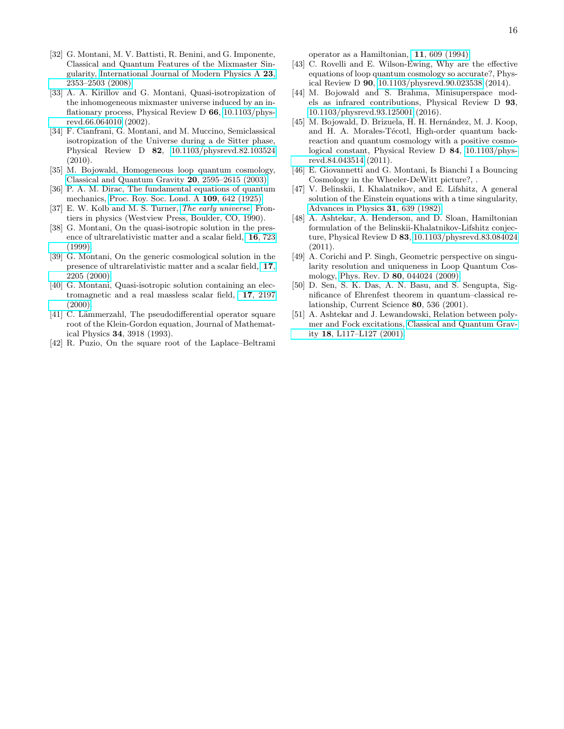[32] G. Montani, M. V. Battisti, R. Benini, and G. Imponente, Classical and Quantum Features of the Mixmaster Singularity, International Journal of Modern Physics A **23**, 2353–2503 (2008).

[33] A. A. Kirillov and G. Montani, Quasi-isotropization of the inhomogeneous mixmaster universe induced by an inflationary process, Physical Review D **66**, 10.1103/physrevd.66.064010 (2002).

[34] F. Cianfrani, G. Montani, and M. Muccino, Semiclassical isotropization of the Universe during a de Sitter phase, Physical Review D **82**, 10.1103/physrevd.82.103524 (2010).

[35] M. Bojowald, Homogeneous loop quantum cosmology, Classical and Quantum Gravity **20**, 2595–2615 (2003).

[36] P. A. M. Dirac, The fundamental equations of quantum mechanics, Proc. Roy. Soc. Lond. A **109**, 642 (1925).

[37] E. W. Kolb and M. S. Turner, *The early universe*, Frontiers in physics (Westview Press, Boulder, CO, 1990).

[38] G. Montani, On the quasi-isotropic solution in the presence of ultrarelativistic matter and a scalar field, **16**, 723 (1999).

[39] G. Montani, On the generic cosmological solution in the presence of ultrarelativistic matter and a scalar field, **17**, 2205 (2000).

[40] G. Montani, Quasi-isotropic solution containing an electromagnetic and a real massless scalar field, **17**, 2197 (2000).

[41] C. Lämmerzahl, The pseudodifferential operator square root of the Klein-Gordon equation, Journal of Mathematical Physics **34**, 3918 (1993).

[42] R. Puzio, On the square root of the Laplace–Beltrami operator as a Hamiltonian, **11**, 609 (1994).

[43] C. Rovelli and E. Wilson-Ewing, Why are the effective equations of loop quantum cosmology so accurate?, Physical Review D **90**, 10.1103/physrevd.90.023538 (2014).

[44] M. Bojowald and S. Brahma, Minisuperspace models as infrared contributions, Physical Review D **93**, 10.1103/physrevd.93.125001 (2016).

[45] M. Bojowald, D. Brizuela, H. H. Hernández, M. J. Koop, and H. A. Morales-Técotl, High-order quantum back-reaction and quantum cosmology with a positive cosmological constant, Physical Review D **84**, 10.1103/physrevd.84.043514 (2011).

[46] E. Giovannetti and G. Montani, Is Bianchi I a Bouncing Cosmology in the Wheeler-DeWitt picture?, .

[47] V. Belinskii, I. Khalatnikov, and E. Lifshitz, A general solution of the Einstein equations with a time singularity, Advances in Physics **31**, 639 (1982).

[48] A. Ashtekar, A. Henderson, and D. Sloan, Hamiltonian formulation of the Belinskii-Khalatnikov-Lifshitz conjecture, Physical Review D **83**, 10.1103/physrevd.83.084024 (2011).

[49] A. Corichi and P. Singh, Geometric perspective on singularity resolution and uniqueness in Loop Quantum Cosmology, Phys. Rev. D **80**, 044024 (2009).

[50] D. Sen, S. K. Das, A. N. Basu, and S. Sengupta, Significance of Ehrenfest theorem in quantum–classical relationship, Current Science **80**, 536 (2001).

[51] A. Ashtekar and J. Lewandowski, Relation between polymer and Fock excitations, Classical and Quantum Gravity **18**, L117–L127 (2001).